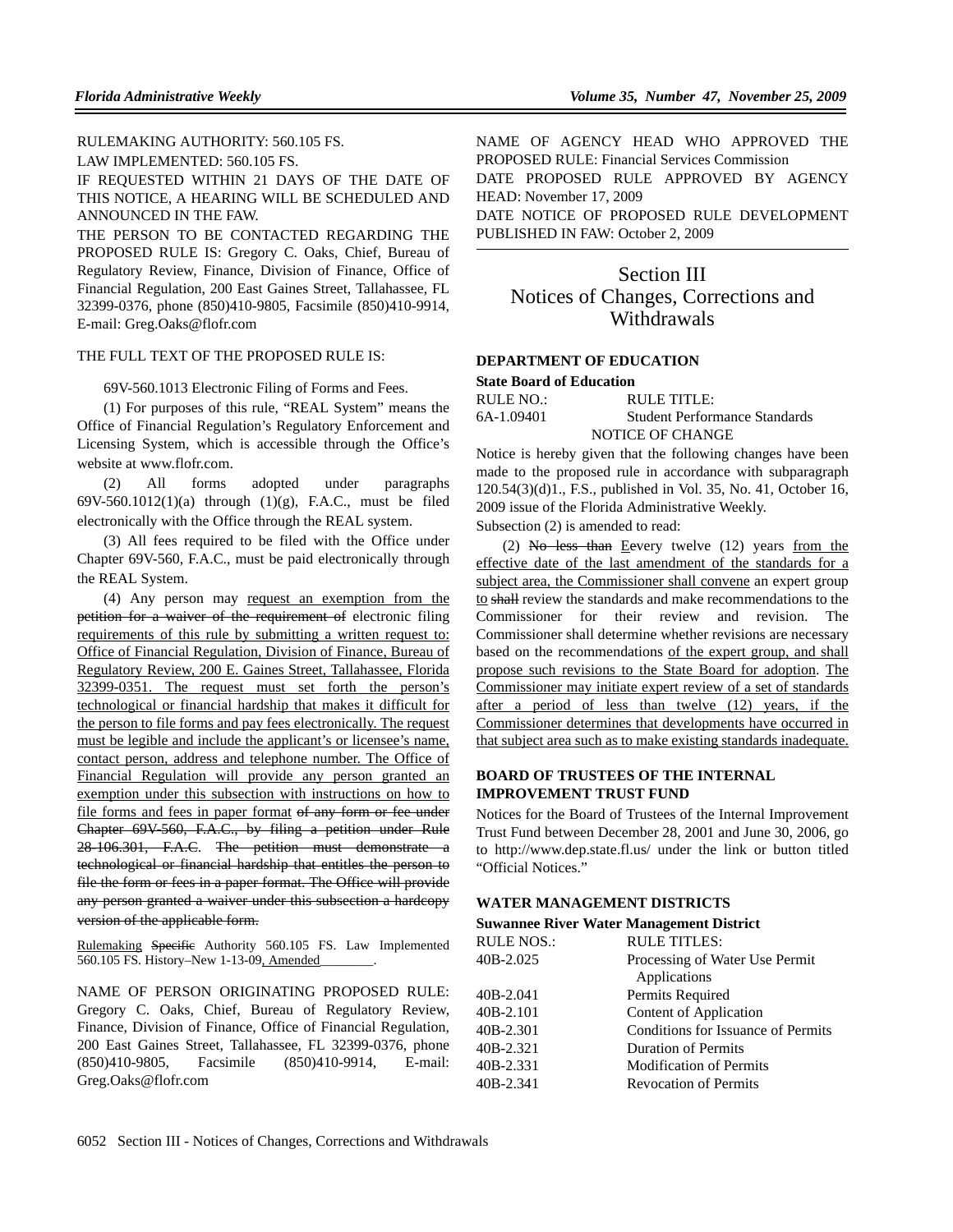RULEMAKING AUTHORITY: 560.105 FS.

LAW IMPLEMENTED: 560.105 FS.

IF REQUESTED WITHIN 21 DAYS OF THE DATE OF THIS NOTICE, A HEARING WILL BE SCHEDULED AND ANNOUNCED IN THE FAW.

THE PERSON TO BE CONTACTED REGARDING THE PROPOSED RULE IS: Gregory C. Oaks, Chief, Bureau of Regulatory Review, Finance, Division of Finance, Office of Financial Regulation, 200 East Gaines Street, Tallahassee, FL 32399-0376, phone (850)410-9805, Facsimile (850)410-9914, E-mail: Greg.Oaks@flofr.com

THE FULL TEXT OF THE PROPOSED RULE IS:

69V-560.1013 Electronic Filing of Forms and Fees.

(1) For purposes of this rule, "REAL System" means the Office of Financial Regulation's Regulatory Enforcement and Licensing System, which is accessible through the Office's website at www.flofr.com.

(2) All forms adopted under paragraphs 69V-560.1012(1)(a) through (1)(g), F.A.C., must be filed electronically with the Office through the REAL system.

(3) All fees required to be filed with the Office under Chapter 69V-560, F.A.C., must be paid electronically through the REAL System.

(4) Any person may request an exemption from the ~~petition for a waiver of the requirement of~~ electronic filing requirements of this rule by submitting a written request to: Office of Financial Regulation, Division of Finance, Bureau of Regulatory Review, 200 E. Gaines Street, Tallahassee, Florida 32399-0351. The request must set forth the person's technological or financial hardship that makes it difficult for the person to file forms and pay fees electronically. The request must be legible and include the applicant's or licensee's name, contact person, address and telephone number. The Office of Financial Regulation will provide any person granted an exemption under this subsection with instructions on how to file forms and fees in paper format ~~of any form or fee under Chapter 69V-560, F.A.C., by filing a petition under Rule 28-106.301, F.A.C~~. ~~The petition must demonstrate a technological or financial hardship that entitles the person to file the form or fees in a paper format. The Office will provide any person granted a waiver under this subsection a hardcopy version of the applicable form.~~

Rulemaking ~~Specific~~ Authority 560.105 FS. Law Implemented 560.105 FS. History–New 1-13-09, Amended________.

NAME OF PERSON ORIGINATING PROPOSED RULE: Gregory C. Oaks, Chief, Bureau of Regulatory Review, Finance, Division of Finance, Office of Financial Regulation, 200 East Gaines Street, Tallahassee, FL 32399-0376, phone (850)410-9805, Facsimile (850)410-9914, E-mail: Greg.Oaks@flofr.com

NAME OF AGENCY HEAD WHO APPROVED THE PROPOSED RULE: Financial Services Commission

DATE PROPOSED RULE APPROVED BY AGENCY HEAD: November 17, 2009

DATE NOTICE OF PROPOSED RULE DEVELOPMENT PUBLISHED IN FAW: October 2, 2009

# Section III Notices of Changes, Corrections and Withdrawals

## DEPARTMENT OF EDUCATION

### State Board of Education

| RULE NO.: | RULE TITLE: |
|---|---|
| 6A-1.09401 | Student Performance Standards |

NOTICE OF CHANGE

Notice is hereby given that the following changes have been made to the proposed rule in accordance with subparagraph 120.54(3)(d)1., F.S., published in Vol. 35, No. 41, October 16, 2009 issue of the Florida Administrative Weekly.

Subsection (2) is amended to read:

(2) ~~No less than~~ Eevery twelve (12) years from the effective date of the last amendment of the standards for a subject area, the Commissioner shall convene an expert group to ~~shall~~ review the standards and make recommendations to the Commissioner for their review and revision. The Commissioner shall determine whether revisions are necessary based on the recommendations of the expert group, and shall propose such revisions to the State Board for adoption. The Commissioner may initiate expert review of a set of standards after a period of less than twelve (12) years, if the Commissioner determines that developments have occurred in that subject area such as to make existing standards inadequate.

## BOARD OF TRUSTEES OF THE INTERNAL IMPROVEMENT TRUST FUND

Notices for the Board of Trustees of the Internal Improvement Trust Fund between December 28, 2001 and June 30, 2006, go to http://www.dep.state.fl.us/ under the link or button titled "Official Notices."

## WATER MANAGEMENT DISTRICTS

### Suwannee River Water Management District

| RULE NOS.: | RULE TITLES: |
|---|---|
| 40B-2.025 | Processing of Water Use Permit Applications |
| 40B-2.041 | Permits Required |
| 40B-2.101 | Content of Application |
| 40B-2.301 | Conditions for Issuance of Permits |
| 40B-2.321 | Duration of Permits |
| 40B-2.331 | Modification of Permits |
| 40B-2.341 | Revocation of Permits |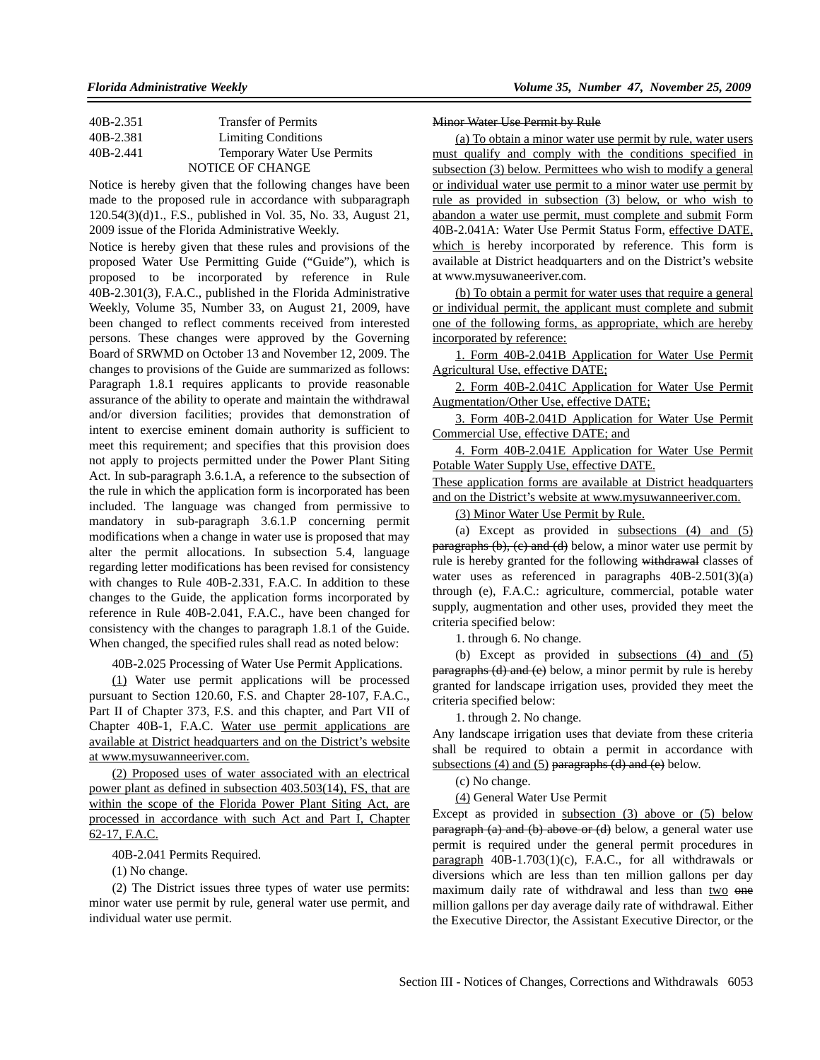| | |
|---|---|
| 40B-2.351 | Transfer of Permits |
| 40B-2.381 | Limiting Conditions |
| 40B-2.441 | Temporary Water Use Permits |

NOTICE OF CHANGE

Notice is hereby given that the following changes have been made to the proposed rule in accordance with subparagraph 120.54(3)(d)1., F.S., published in Vol. 35, No. 33, August 21, 2009 issue of the Florida Administrative Weekly.

Notice is hereby given that these rules and provisions of the proposed Water Use Permitting Guide ("Guide"), which is proposed to be incorporated by reference in Rule 40B-2.301(3), F.A.C., published in the Florida Administrative Weekly, Volume 35, Number 33, on August 21, 2009, have been changed to reflect comments received from interested persons. These changes were approved by the Governing Board of SRWMD on October 13 and November 12, 2009. The changes to provisions of the Guide are summarized as follows: Paragraph 1.8.1 requires applicants to provide reasonable assurance of the ability to operate and maintain the withdrawal and/or diversion facilities; provides that demonstration of intent to exercise eminent domain authority is sufficient to meet this requirement; and specifies that this provision does not apply to projects permitted under the Power Plant Siting Act. In sub-paragraph 3.6.1.A, a reference to the subsection of the rule in which the application form is incorporated has been included. The language was changed from permissive to mandatory in sub-paragraph 3.6.1.P concerning permit modifications when a change in water use is proposed that may alter the permit allocations. In subsection 5.4, language regarding letter modifications has been revised for consistency with changes to Rule 40B-2.331, F.A.C. In addition to these changes to the Guide, the application forms incorporated by reference in Rule 40B-2.041, F.A.C., have been changed for consistency with the changes to paragraph 1.8.1 of the Guide. When changed, the specified rules shall read as noted below:

40B-2.025 Processing of Water Use Permit Applications.

(1) Water use permit applications will be processed pursuant to Section 120.60, F.S. and Chapter 28-107, F.A.C., Part II of Chapter 373, F.S. and this chapter, and Part VII of Chapter 40B-1, F.A.C. Water use permit applications are available at District headquarters and on the District's website at www.mysuwaneeriver.com.

(2) Proposed uses of water associated with an electrical power plant as defined in subsection 403.503(14), FS, that are within the scope of the Florida Power Plant Siting Act, are processed in accordance with such Act and Part I, Chapter 62-17, F.A.C.

40B-2.041 Permits Required.

(1) No change.

(2) The District issues three types of water use permits: minor water use permit by rule, general water use permit, and individual water use permit.

~~Minor Water Use Permit by Rule~~

(a) To obtain a minor water use permit by rule, water users must qualify and comply with the conditions specified in subsection (3) below. Permittees who wish to modify a general or individual water use permit to a minor water use permit by rule as provided in subsection (3) below, or who wish to abandon a water use permit, must complete and submit Form 40B-2.041A: Water Use Permit Status Form, effective DATE, which is hereby incorporated by reference. This form is available at District headquarters and on the District's website at www.mysuwaneeriver.com.

(b) To obtain a permit for water uses that require a general or individual permit, the applicant must complete and submit one of the following forms, as appropriate, which are hereby incorporated by reference:

1. Form 40B-2.041B Application for Water Use Permit Agricultural Use, effective DATE;

2. Form 40B-2.041C Application for Water Use Permit Augmentation/Other Use, effective DATE;

3. Form 40B-2.041D Application for Water Use Permit Commercial Use, effective DATE; and

4. Form 40B-2.041E Application for Water Use Permit Potable Water Supply Use, effective DATE.

These application forms are available at District headquarters and on the District's website at www.mysuwanneeriver.com.

(3) Minor Water Use Permit by Rule.

(a) Except as provided in subsections (4) and (5) ~~paragraphs (b), (c) and (d)~~ below, a minor water use permit by rule is hereby granted for the following ~~withdrawal~~ classes of water uses as referenced in paragraphs 40B-2.501(3)(a) through (e), F.A.C.: agriculture, commercial, potable water supply, augmentation and other uses, provided they meet the criteria specified below:

1. through 6. No change.

(b) Except as provided in subsections (4) and (5) ~~paragraphs (d) and (e)~~ below, a minor permit by rule is hereby granted for landscape irrigation uses, provided they meet the criteria specified below:

1. through 2. No change.

Any landscape irrigation uses that deviate from these criteria shall be required to obtain a permit in accordance with subsections (4) and (5) ~~paragraphs (d) and (e)~~ below.

(c) No change.

(4) General Water Use Permit

Except as provided in subsection (3) above or (5) below ~~paragraph (a) and (b) above or (d)~~ below, a general water use permit is required under the general permit procedures in paragraph 40B-1.703(1)(c), F.A.C., for all withdrawals or diversions which are less than ten million gallons per day maximum daily rate of withdrawal and less than two ~~one~~ million gallons per day average daily rate of withdrawal. Either the Executive Director, the Assistant Executive Director, or the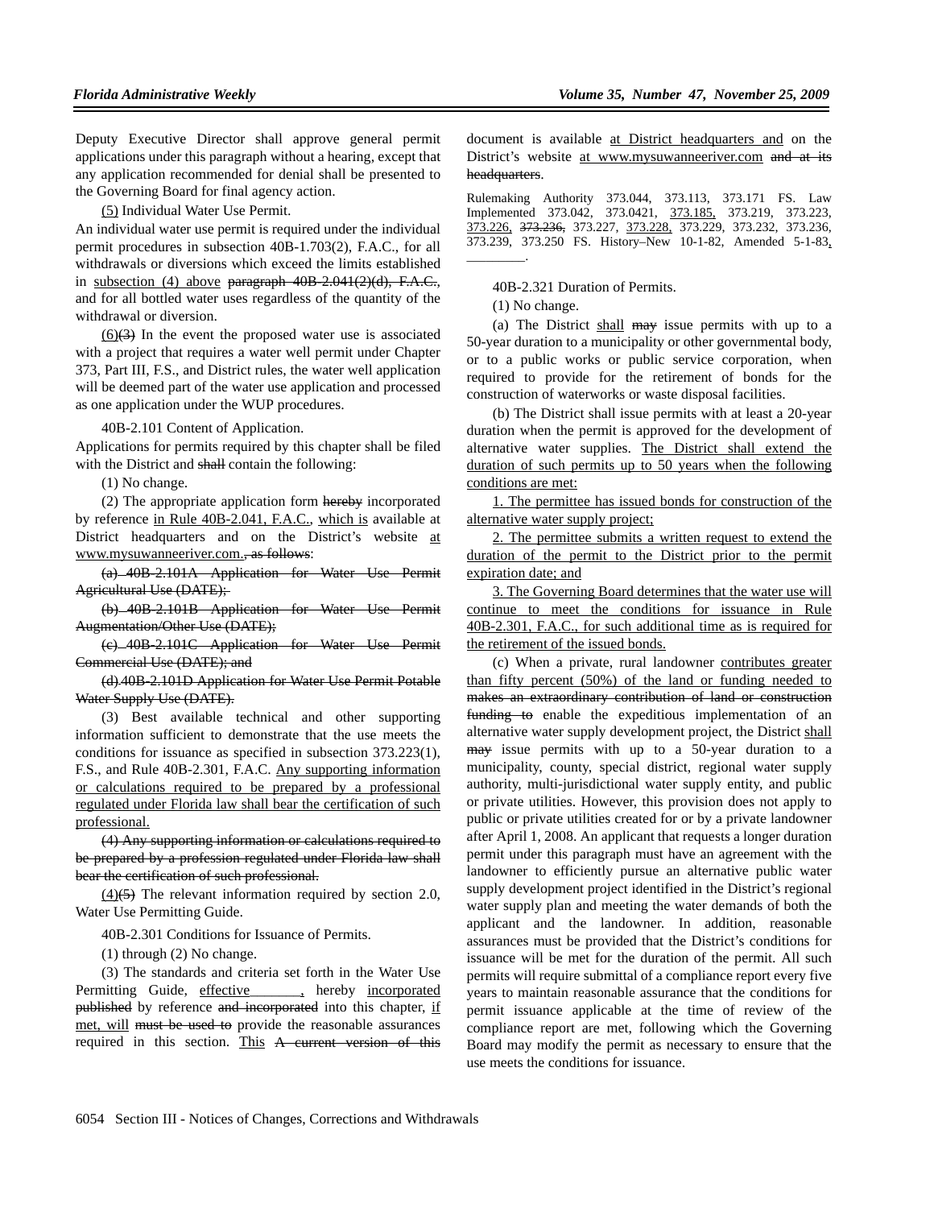Deputy Executive Director shall approve general permit applications under this paragraph without a hearing, except that any application recommended for denial shall be presented to the Governing Board for final agency action.

(5) Individual Water Use Permit.

An individual water use permit is required under the individual permit procedures in subsection 40B-1.703(2), F.A.C., for all withdrawals or diversions which exceed the limits established in subsection (4) above ~~paragraph 40B-2.041(2)(d), F.A.C.~~, and for all bottled water uses regardless of the quantity of the withdrawal or diversion.

(6)~~(3)~~ In the event the proposed water use is associated with a project that requires a water well permit under Chapter 373, Part III, F.S., and District rules, the water well application will be deemed part of the water use application and processed as one application under the WUP procedures.

40B-2.101 Content of Application.

Applications for permits required by this chapter shall be filed with the District and ~~shall~~ contain the following:

(1) No change.

(2) The appropriate application form ~~hereby~~ incorporated by reference in Rule 40B-2.041, F.A.C., which is available at District headquarters and on the District's website at www.mysuwanneeriver.com.~~, as follows~~:

~~(a) 40B-2.101A Application for Water Use Permit Agricultural Use (DATE);~~

~~(b) 40B-2.101B Application for Water Use Permit Augmentation/Other Use (DATE);~~

~~(c) 40B-2.101C Application for Water Use Permit Commercial Use (DATE); and~~

~~(d) 40B-2.101D Application for Water Use Permit Potable Water Supply Use (DATE).~~

(3) Best available technical and other supporting information sufficient to demonstrate that the use meets the conditions for issuance as specified in subsection 373.223(1), F.S., and Rule 40B-2.301, F.A.C. Any supporting information or calculations required to be prepared by a professional regulated under Florida law shall bear the certification of such professional.

~~(4) Any supporting information or calculations required to be prepared by a profession regulated under Florida law shall bear the certification of such professional.~~

(4)~~(5)~~ The relevant information required by section 2.0, Water Use Permitting Guide.

40B-2.301 Conditions for Issuance of Permits.

(1) through (2) No change.

(3) The standards and criteria set forth in the Water Use Permitting Guide, effective______, hereby incorporated ~~published~~ by reference ~~and incorporated~~ into this chapter, if met, will ~~must be used to~~ provide the reasonable assurances required in this section. This ~~A current version of this~~ document is available at District headquarters and on the District's website at www.mysuwanneeriver.com ~~and at its headquarters~~.

Rulemaking Authority 373.044, 373.113, 373.171 FS. Law Implemented 373.042, 373.0421, 373.185, 373.219, 373.223, 373.226, ~~373.236,~~ 373.227, 373.228, 373.229, 373.232, 373.236, 373.239, 373.250 FS. History–New 10-1-82, Amended 5-1-83, ________.

40B-2.321 Duration of Permits.

(1) No change.

(a) The District shall ~~may~~ issue permits with up to a 50-year duration to a municipality or other governmental body, or to a public works or public service corporation, when required to provide for the retirement of bonds for the construction of waterworks or waste disposal facilities.

(b) The District shall issue permits with at least a 20-year duration when the permit is approved for the development of alternative water supplies. The District shall extend the duration of such permits up to 50 years when the following conditions are met:

1. The permittee has issued bonds for construction of the alternative water supply project;

2. The permittee submits a written request to extend the duration of the permit to the District prior to the permit expiration date; and

3. The Governing Board determines that the water use will continue to meet the conditions for issuance in Rule 40B-2.301, F.A.C., for such additional time as is required for the retirement of the issued bonds.

(c) When a private, rural landowner contributes greater than fifty percent (50%) of the land or funding needed to ~~makes an extraordinary contribution of land or construction funding to~~ enable the expeditious implementation of an alternative water supply development project, the District shall ~~may~~ issue permits with up to a 50-year duration to a municipality, county, special district, regional water supply authority, multi-jurisdictional water supply entity, and public or private utilities. However, this provision does not apply to public or private utilities created for or by a private landowner after April 1, 2008. An applicant that requests a longer duration permit under this paragraph must have an agreement with the landowner to efficiently pursue an alternative public water supply development project identified in the District's regional water supply plan and meeting the water demands of both the applicant and the landowner. In addition, reasonable assurances must be provided that the District's conditions for issuance will be met for the duration of the permit. All such permits will require submittal of a compliance report every five years to maintain reasonable assurance that the conditions for permit issuance applicable at the time of review of the compliance report are met, following which the Governing Board may modify the permit as necessary to ensure that the use meets the conditions for issuance.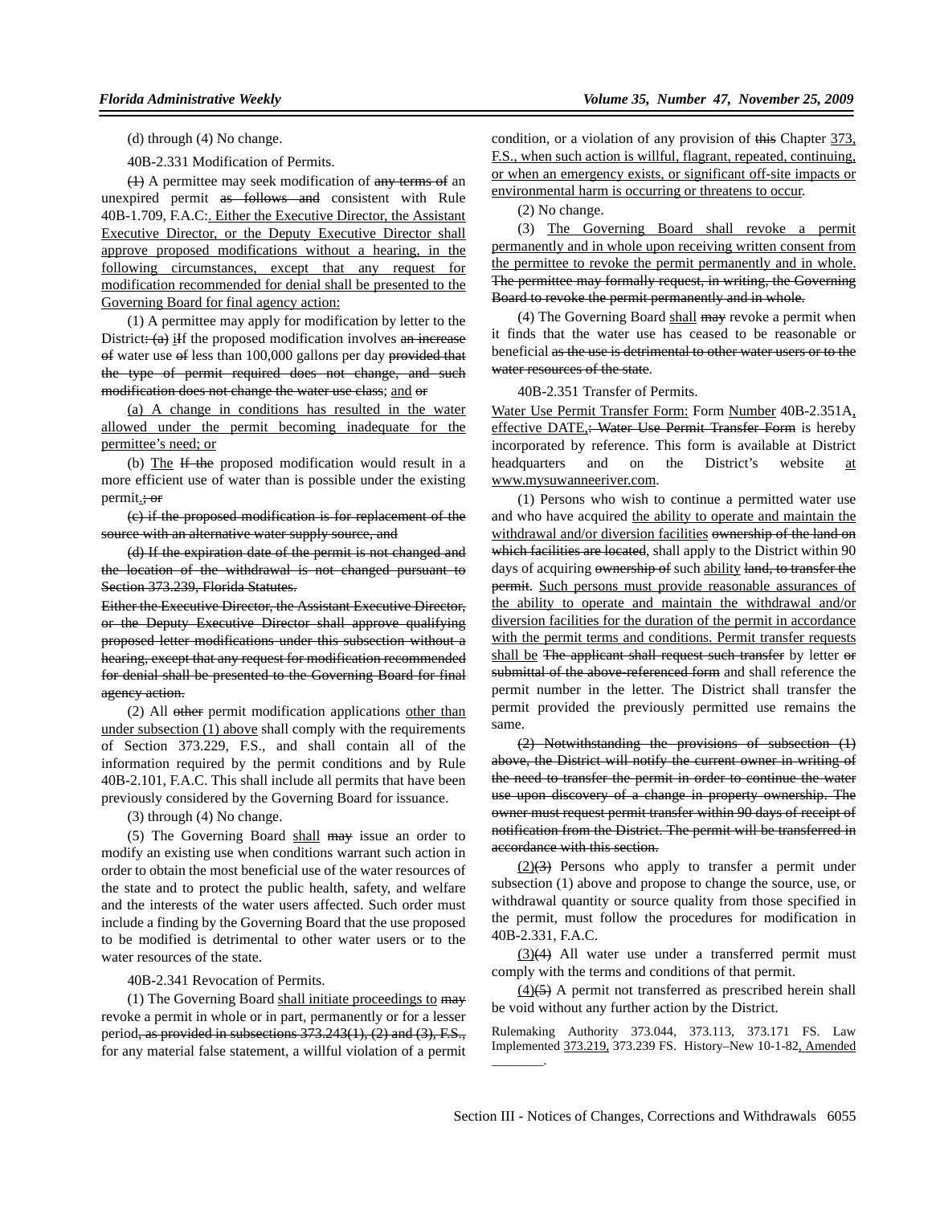(d) through (4) No change.

40B-2.331 Modification of Permits.

~~(1)~~ A permittee may seek modification of ~~any terms of~~ an unexpired permit ~~as follows and~~ consistent with Rule 40B-1.709, F.A.C~~:~~<u>. Either the Executive Director, the Assistant Executive Director, or the Deputy Executive Director shall approve proposed modifications without a hearing, in the following circumstances, except that any request for modification recommended for denial shall be presented to the Governing Board for final agency action:</u>

(1) A permittee may apply for modification by letter to the District~~: (a)~~ <u>i</u>~~I~~f the proposed modification involves ~~an increase of~~ water use ~~of~~ less than 100,000 gallons per day ~~provided that the type of permit required does not change, and such modification does not change the water use class~~; <u>and</u> ~~or~~

<u>(a) A change in conditions has resulted in the water allowed under the permit becoming inadequate for the permittee's need; or</u>

(b) <u>The</u> ~~If the~~ proposed modification would result in a more efficient use of water than is possible under the existing permit<u>.</u>~~; or~~

~~(c) if the proposed modification is for replacement of the source with an alternative water supply source, and~~

~~(d) If the expiration date of the permit is not changed and the location of the withdrawal is not changed pursuant to Section 373.239, Florida Statutes.~~

~~Either the Executive Director, the Assistant Executive Director, or the Deputy Executive Director shall approve qualifying proposed letter modifications under this subsection without a hearing, except that any request for modification recommended for denial shall be presented to the Governing Board for final agency action.~~

(2) All ~~other~~ permit modification applications <u>other than under subsection (1) above</u> shall comply with the requirements of Section 373.229, F.S., and shall contain all of the information required by the permit conditions and by Rule 40B-2.101, F.A.C. This shall include all permits that have been previously considered by the Governing Board for issuance.

(3) through (4) No change.

(5) The Governing Board <u>shall</u> ~~may~~ issue an order to modify an existing use when conditions warrant such action in order to obtain the most beneficial use of the water resources of the state and to protect the public health, safety, and welfare and the interests of the water users affected. Such order must include a finding by the Governing Board that the use proposed to be modified is detrimental to other water users or to the water resources of the state.

40B-2.341 Revocation of Permits.

(1) The Governing Board <u>shall initiate proceedings to</u> ~~may~~ revoke a permit in whole or in part, permanently or for a lesser period~~, as provided in subsections 373.243(1), (2) and (3), F.S.,~~ for any material false statement, a willful violation of a permit condition, or a violation of any provision of ~~this~~ Chapter <u>373, F.S., when such action is willful, flagrant, repeated, continuing, or when an emergency exists, or significant off-site impacts or environmental harm is occurring or threatens to occur</u>.

(2) No change.

(3) <u>The Governing Board shall revoke a permit permanently and in whole upon receiving written consent from the permittee to revoke the permit permanently and in whole.</u> ~~The permittee may formally request, in writing, the Governing Board to revoke the permit permanently and in whole.~~

(4) The Governing Board <u>shall</u> ~~may~~ revoke a permit when it finds that the water use has ceased to be reasonable or beneficial ~~as the use is detrimental to other water users or to the water resources of the state~~.

40B-2.351 Transfer of Permits.

<u>Water Use Permit Transfer Form:</u> Form <u>Number</u> 40B-2.351A<u>, effective DATE,</u>~~: Water Use Permit Transfer Form~~ is hereby incorporated by reference. This form is available at District headquarters and on the District's website <u>at www.mysuwanneeriver.com</u>.

(1) Persons who wish to continue a permitted water use and who have acquired <u>the ability to operate and maintain the withdrawal and/or diversion facilities</u> ~~ownership of the land on which facilities are located~~, shall apply to the District within 90 days of acquiring ~~ownership of~~ such <u>ability</u> ~~land, to transfer the permit~~. <u>Such persons must provide reasonable assurances of the ability to operate and maintain the withdrawal and/or diversion facilities for the duration of the permit in accordance with the permit terms and conditions. Permit transfer requests shall be</u> ~~The applicant shall request such transfer~~ by letter ~~or submittal of the above-referenced form~~ and shall reference the permit number in the letter. The District shall transfer the permit provided the previously permitted use remains the same.

~~(2) Notwithstanding the provisions of subsection (1) above, the District will notify the current owner in writing of the need to transfer the permit in order to continue the water use upon discovery of a change in property ownership. The owner must request permit transfer within 90 days of receipt of notification from the District. The permit will be transferred in accordance with this section.~~

<u>(2)</u>~~(3)~~ Persons who apply to transfer a permit under subsection (1) above and propose to change the source, use, or withdrawal quantity or source quality from those specified in the permit, must follow the procedures for modification in 40B-2.331, F.A.C.

<u>(3)</u>~~(4)~~ All water use under a transferred permit must comply with the terms and conditions of that permit.

<u>(4)</u>~~(5)~~ A permit not transferred as prescribed herein shall be void without any further action by the District.

Rulemaking Authority 373.044, 373.113, 373.171 FS. Law Implemented <u>373.219,</u> 373.239 FS. History–New 10-1-82<u>, Amended ________</u>.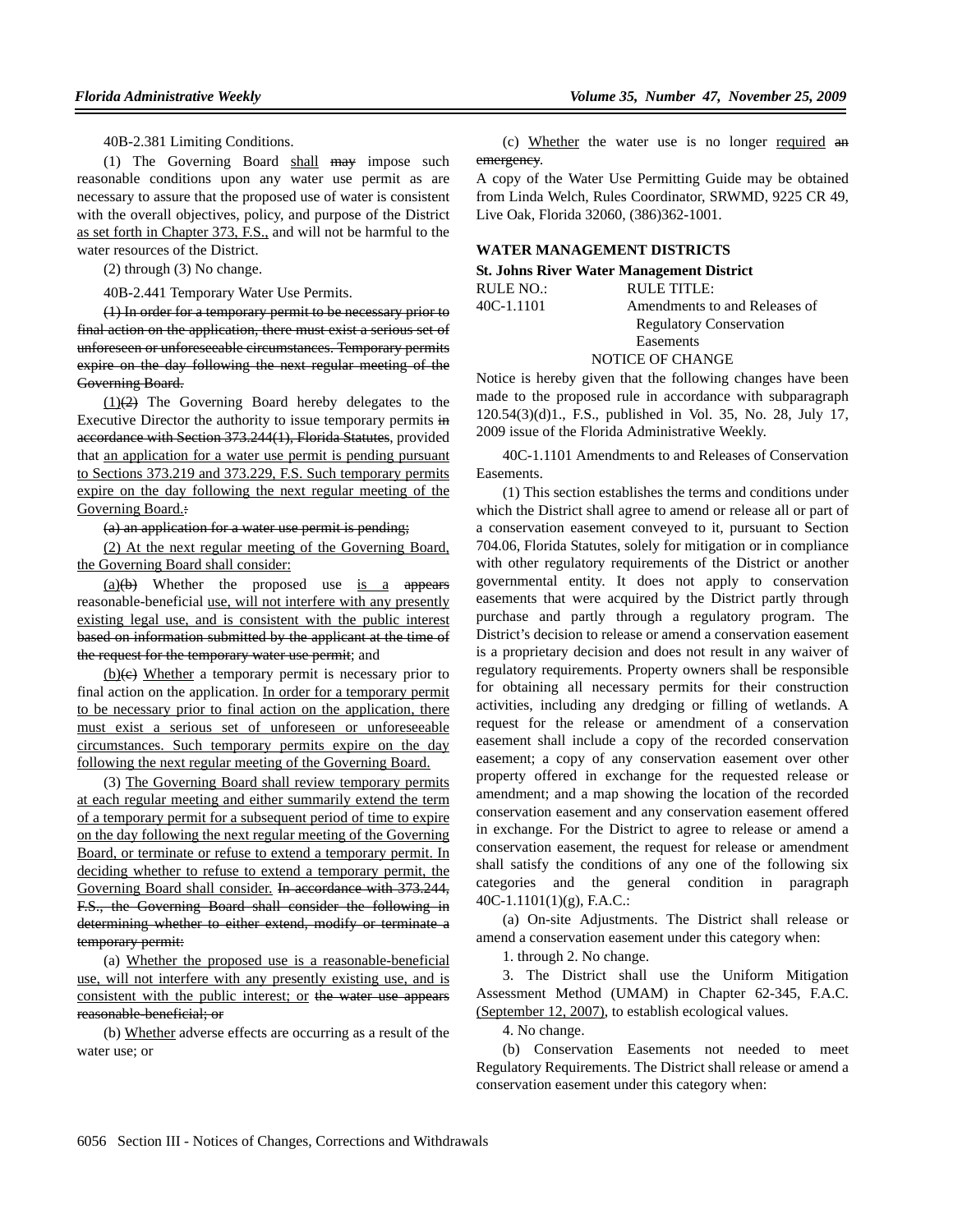40B-2.381 Limiting Conditions.

(1) The Governing Board shall ~~may~~ impose such reasonable conditions upon any water use permit as are necessary to assure that the proposed use of water is consistent with the overall objectives, policy, and purpose of the District as set forth in Chapter 373, F.S., and will not be harmful to the water resources of the District.

(2) through (3) No change.

40B-2.441 Temporary Water Use Permits.

~~(1) In order for a temporary permit to be necessary prior to final action on the application, there must exist a serious set of unforeseen or unforeseeable circumstances. Temporary permits expire on the day following the next regular meeting of the Governing Board.~~

(1)~~(2)~~ The Governing Board hereby delegates to the Executive Director the authority to issue temporary permits ~~in accordance with Section 373.244(1), Florida Statutes~~, provided that an application for a water use permit is pending pursuant to Sections 373.219 and 373.229, F.S. Such temporary permits expire on the day following the next regular meeting of the Governing Board.~~:~~

~~(a) an application for a water use permit is pending;~~

(2) At the next regular meeting of the Governing Board, the Governing Board shall consider:

(a)~~(b)~~ Whether the proposed use is a ~~appears~~ reasonable-beneficial use, will not interfere with any presently existing legal use, and is consistent with the public interest ~~based on information submitted by the applicant at the time of the request for the temporary water use permit~~; and

(b)~~(c)~~ Whether a temporary permit is necessary prior to final action on the application. In order for a temporary permit to be necessary prior to final action on the application, there must exist a serious set of unforeseen or unforeseeable circumstances. Such temporary permits expire on the day following the next regular meeting of the Governing Board.

(3) The Governing Board shall review temporary permits at each regular meeting and either summarily extend the term of a temporary permit for a subsequent period of time to expire on the day following the next regular meeting of the Governing Board, or terminate or refuse to extend a temporary permit. In deciding whether to refuse to extend a temporary permit, the Governing Board shall consider. ~~In accordance with 373.244, F.S., the Governing Board shall consider the following in determining whether to either extend, modify or terminate a temporary permit:~~

(a) Whether the proposed use is a reasonable-beneficial use, will not interfere with any presently existing use, and is consistent with the public interest; or ~~the water use appears reasonable-beneficial; or~~

(b) Whether adverse effects are occurring as a result of the water use; or

(c) Whether the water use is no longer required ~~an emergency~~.

A copy of the Water Use Permitting Guide may be obtained from Linda Welch, Rules Coordinator, SRWMD, 9225 CR 49, Live Oak, Florida 32060, (386)362-1001.

## WATER MANAGEMENT DISTRICTS

**St. Johns River Water Management District**

| RULE NO.: | RULE TITLE: |
|---|---|
| 40C-1.1101 | Amendments to and Releases of Regulatory Conservation Easements |

NOTICE OF CHANGE

Notice is hereby given that the following changes have been made to the proposed rule in accordance with subparagraph 120.54(3)(d)1., F.S., published in Vol. 35, No. 28, July 17, 2009 issue of the Florida Administrative Weekly.

40C-1.1101 Amendments to and Releases of Conservation Easements.

(1) This section establishes the terms and conditions under which the District shall agree to amend or release all or part of a conservation easement conveyed to it, pursuant to Section 704.06, Florida Statutes, solely for mitigation or in compliance with other regulatory requirements of the District or another governmental entity. It does not apply to conservation easements that were acquired by the District partly through purchase and partly through a regulatory program. The District's decision to release or amend a conservation easement is a proprietary decision and does not result in any waiver of regulatory requirements. Property owners shall be responsible for obtaining all necessary permits for their construction activities, including any dredging or filling of wetlands. A request for the release or amendment of a conservation easement shall include a copy of the recorded conservation easement; a copy of any conservation easement over other property offered in exchange for the requested release or amendment; and a map showing the location of the recorded conservation easement and any conservation easement offered in exchange. For the District to agree to release or amend a conservation easement, the request for release or amendment shall satisfy the conditions of any one of the following six categories and the general condition in paragraph 40C-1.1101(1)(g), F.A.C.:

(a) On-site Adjustments. The District shall release or amend a conservation easement under this category when:

1. through 2. No change.

3. The District shall use the Uniform Mitigation Assessment Method (UMAM) in Chapter 62-345, F.A.C. (September 12, 2007), to establish ecological values.

4. No change.

(b) Conservation Easements not needed to meet Regulatory Requirements. The District shall release or amend a conservation easement under this category when: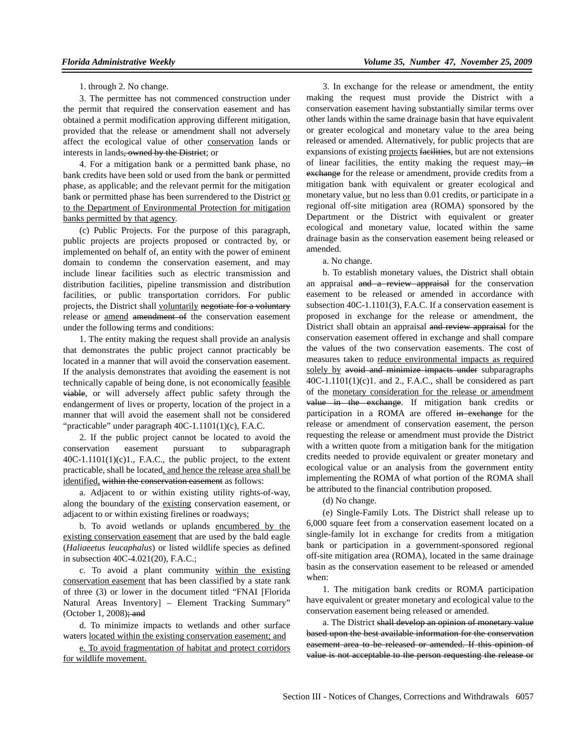1. through 2. No change.

3. The permittee has not commenced construction under the permit that required the conservation easement and has obtained a permit modification approving different mitigation, provided that the release or amendment shall not adversely affect the ecological value of other <u>conservation</u> lands or interests in lands~~, owned by the District~~; or

4. For a mitigation bank or a permitted bank phase, no bank credits have been sold or used from the bank or permitted phase, as applicable; and the relevant permit for the mitigation bank or permitted phase has been surrendered to the District <u>or to the Department of Environmental Protection for mitigation banks permitted by that agency</u>.

(c) Public Projects. For the purpose of this paragraph, public projects are projects proposed or contracted by, or implemented on behalf of, an entity with the power of eminent domain to condemn the conservation easement, and may include linear facilities such as electric transmission and distribution facilities, pipeline transmission and distribution facilities, or public transportation corridors. For public projects, the District shall <u>voluntarily</u> ~~negotiate for a voluntary~~ release or <u>amend</u> ~~amendment of~~ the conservation easement under the following terms and conditions:

1. The entity making the request shall provide an analysis that demonstrates the public project cannot practicably be located in a manner that will avoid the conservation easement. If the analysis demonstrates that avoiding the easement is not technically capable of being done, is not economically <u>feasible</u> ~~viable~~, or will adversely affect public safety through the endangerment of lives or property, location of the project in a manner that will avoid the easement shall not be considered "practicable" under paragraph 40C-1.1101(1)(c), F.A.C.

2. If the public project cannot be located to avoid the conservation easement pursuant to subparagraph 40C-1.1101(1)(c)1., F.A.C., the public project, to the extent practicable, shall be located<u>, and hence the release area shall be identified,</u> ~~within the conservation easement~~ as follows:

a. Adjacent to or within existing utility rights-of-way, along the boundary of the <u>existing</u> conservation easement, or adjacent to or within existing firelines or roadways;

b. To avoid wetlands or uplands <u>encumbered by the existing conservation easement</u> that are used by the bald eagle (*Haliaeetus leucaphalus*) or listed wildlife species as defined in subsection 40C-4.021(20), F.A.C.;

c. To avoid a plant community <u>within the existing conservation easement</u> that has been classified by a state rank of three (3) or lower in the document titled "FNAI [Florida Natural Areas Inventory] – Element Tracking Summary" (October 1, 2008)~~; and~~

d. To minimize impacts to wetlands and other surface waters <u>located within the existing conservation easement; and</u>

<u>e. To avoid fragmentation of habitat and protect corridors for wildlife movement.</u>

3. In exchange for the release or amendment, the entity making the request must provide the District with a conservation easement having substantially similar terms over other lands within the same drainage basin that have equivalent or greater ecological and monetary value to the area being released or amended. Alternatively, for public projects that are expansions of existing <u>projects</u> ~~facilities~~, but are not extensions of linear facilities, the entity making the request may~~, in exchange~~ for the release or amendment, provide credits from a mitigation bank with equivalent or greater ecological and monetary value, but no less than 0.01 credits, or participate in a regional off-site mitigation area (ROMA) sponsored by the Department or the District with equivalent or greater ecological and monetary value, located within the same drainage basin as the conservation easement being released or amended.

a. No change.

b. To establish monetary values, the District shall obtain an appraisal ~~and a review appraisal~~ for the conservation easement to be released or amended in accordance with subsection 40C-1.1101(3), F.A.C. If a conservation easement is proposed in exchange for the release or amendment, the District shall obtain an appraisal ~~and review appraisal~~ for the conservation easement offered in exchange and shall compare the values of the two conservation easements. The cost of measures taken to <u>reduce environmental impacts as required solely by</u> ~~avoid and minimize impacts under~~ subparagraphs 40C-1.1101(1)(c)1. and 2., F.A.C., shall be considered as part of the <u>monetary consideration for the release or amendment</u> ~~value in the exchange~~. If mitigation bank credits or participation in a ROMA are offered ~~in exchange~~ for the release or amendment of conservation easement, the person requesting the release or amendment must provide the District with a written quote from a mitigation bank for the mitigation credits needed to provide equivalent or greater monetary and ecological value or an analysis from the government entity implementing the ROMA of what portion of the ROMA shall be attributed to the financial contribution proposed.

(d) No change.

(e) Single-Family Lots. The District shall release up to 6,000 square feet from a conservation easement located on a single-family lot in exchange for credits from a mitigation bank or participation in a government-sponsored regional off-site mitigation area (ROMA), located in the same drainage basin as the conservation easement to be released or amended when:

1. The mitigation bank credits or ROMA participation have equivalent or greater monetary and ecological value to the conservation easement being released or amended.

a. The District ~~shall develop an opinion of monetary value based upon the best available information for the conservation easement area to be released or amended. If this opinion of value is not acceptable to the person requesting the release or~~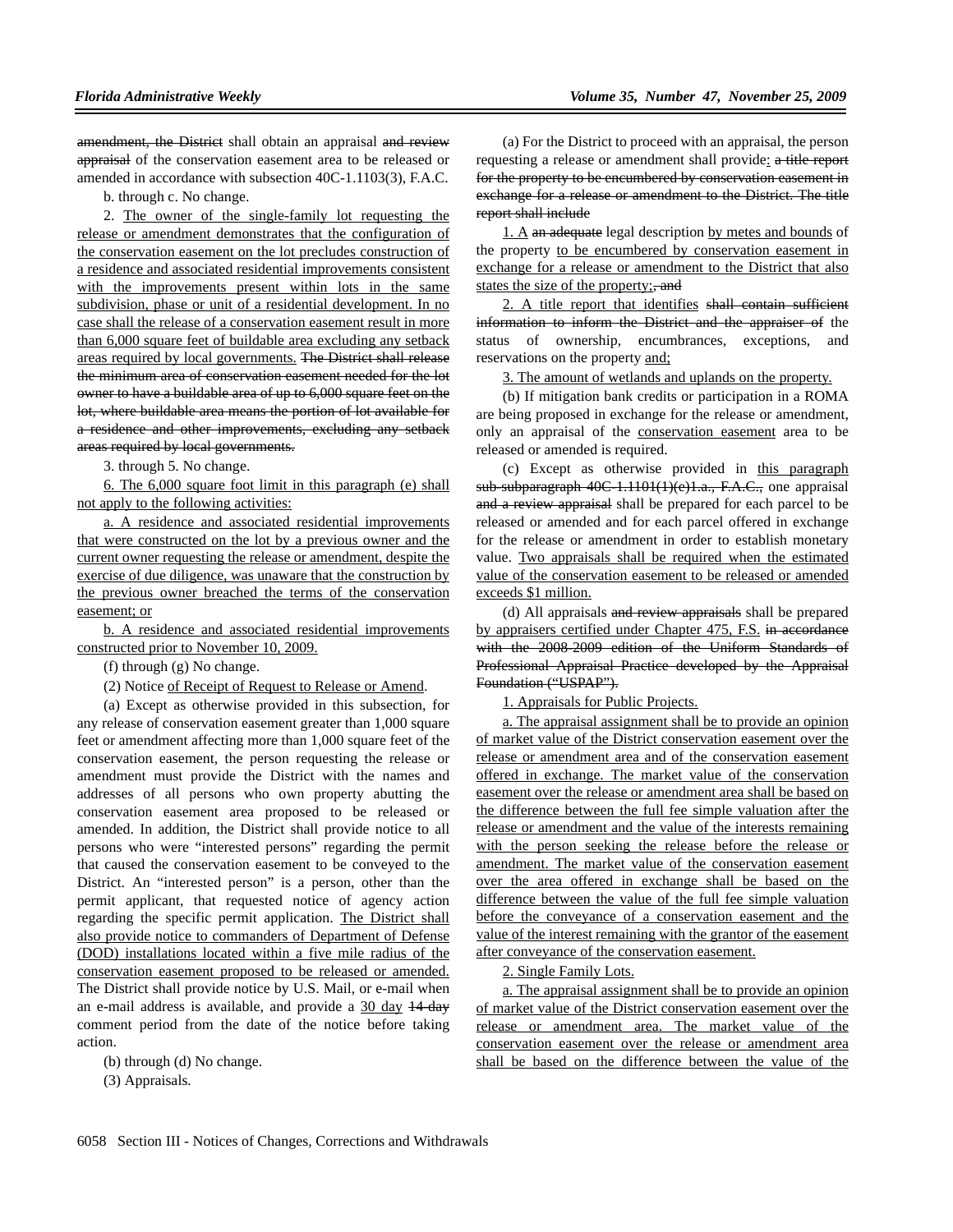~~amendment, the District~~ shall obtain an appraisal ~~and review appraisal~~ of the conservation easement area to be released or amended in accordance with subsection 40C-1.1103(3), F.A.C.

b. through c. No change.

2. <u>The owner of the single-family lot requesting the release or amendment demonstrates that the configuration of the conservation easement on the lot precludes construction of a residence and associated residential improvements consistent with the improvements present within lots in the same subdivision, phase or unit of a residential development. In no case shall the release of a conservation easement result in more than 6,000 square feet of buildable area excluding any setback areas required by local governments.</u> ~~The District shall release the minimum area of conservation easement needed for the lot owner to have a buildable area of up to 6,000 square feet on the lot, where buildable area means the portion of lot available for a residence and other improvements, excluding any setback areas required by local governments.~~

3. through 5. No change.

<u>6. The 6,000 square foot limit in this paragraph (e) shall not apply to the following activities:</u>

<u>a. A residence and associated residential improvements that were constructed on the lot by a previous owner and the current owner requesting the release or amendment, despite the exercise of due diligence, was unaware that the construction by the previous owner breached the terms of the conservation easement; or</u>

<u>b. A residence and associated residential improvements constructed prior to November 10, 2009.</u>

(f) through (g) No change.

(2) Notice <u>of Receipt of Request to Release or Amend</u>.

(a) Except as otherwise provided in this subsection, for any release of conservation easement greater than 1,000 square feet or amendment affecting more than 1,000 square feet of the conservation easement, the person requesting the release or amendment must provide the District with the names and addresses of all persons who own property abutting the conservation easement area proposed to be released or amended. In addition, the District shall provide notice to all persons who were "interested persons" regarding the permit that caused the conservation easement to be conveyed to the District. An "interested person" is a person, other than the permit applicant, that requested notice of agency action regarding the specific permit application. <u>The District shall also provide notice to commanders of Department of Defense (DOD) installations located within a five mile radius of the conservation easement proposed to be released or amended.</u> The District shall provide notice by U.S. Mail, or e-mail when an e-mail address is available, and provide a <u>30 day</u> ~~14-day~~ comment period from the date of the notice before taking action.

(b) through (d) No change.

(3) Appraisals.

(a) For the District to proceed with an appraisal, the person requesting a release or amendment shall provide<u>:</u> ~~a title report for the property to be encumbered by conservation easement in exchange for a release or amendment to the District. The title report shall include~~

<u>1. A</u> ~~an adequate~~ legal description <u>by metes and bounds</u> of the property <u>to be encumbered by conservation easement in exchange for a release or amendment to the District that also states the size of the property;</u>~~, and~~

<u>2. A title report that identifies</u> ~~shall contain sufficient information to inform the District and the appraiser of~~ the status of ownership, encumbrances, exceptions, and reservations on the property <u>and;</u>

<u>3. The amount of wetlands and uplands on the property.</u>

(b) If mitigation bank credits or participation in a ROMA are being proposed in exchange for the release or amendment, only an appraisal of the <u>conservation easement</u> area to be released or amended is required.

(c) Except as otherwise provided in <u>this paragraph</u> ~~sub-subparagraph 40C-1.1101(1)(e)1.a., F.A.C.,~~ one appraisal ~~and a review appraisal~~ shall be prepared for each parcel to be released or amended and for each parcel offered in exchange for the release or amendment in order to establish monetary value. <u>Two appraisals shall be required when the estimated value of the conservation easement to be released or amended exceeds $1 million.</u>

(d) All appraisals ~~and review appraisals~~ shall be prepared <u>by appraisers certified under Chapter 475, F.S.</u> ~~in accordance with the 2008-2009 edition of the Uniform Standards of Professional Appraisal Practice developed by the Appraisal Foundation ("USPAP").~~

<u>1. Appraisals for Public Projects.</u>

<u>a. The appraisal assignment shall be to provide an opinion of market value of the District conservation easement over the release or amendment area and of the conservation easement offered in exchange. The market value of the conservation easement over the release or amendment area shall be based on the difference between the full fee simple valuation after the release or amendment and the value of the interests remaining with the person seeking the release before the release or amendment. The market value of the conservation easement over the area offered in exchange shall be based on the difference between the value of the full fee simple valuation before the conveyance of a conservation easement and the value of the interest remaining with the grantor of the easement after conveyance of the conservation easement.</u>

<u>2. Single Family Lots.</u>

<u>a. The appraisal assignment shall be to provide an opinion of market value of the District conservation easement over the release or amendment area. The market value of the conservation easement over the release or amendment area shall be based on the difference between the value of the</u>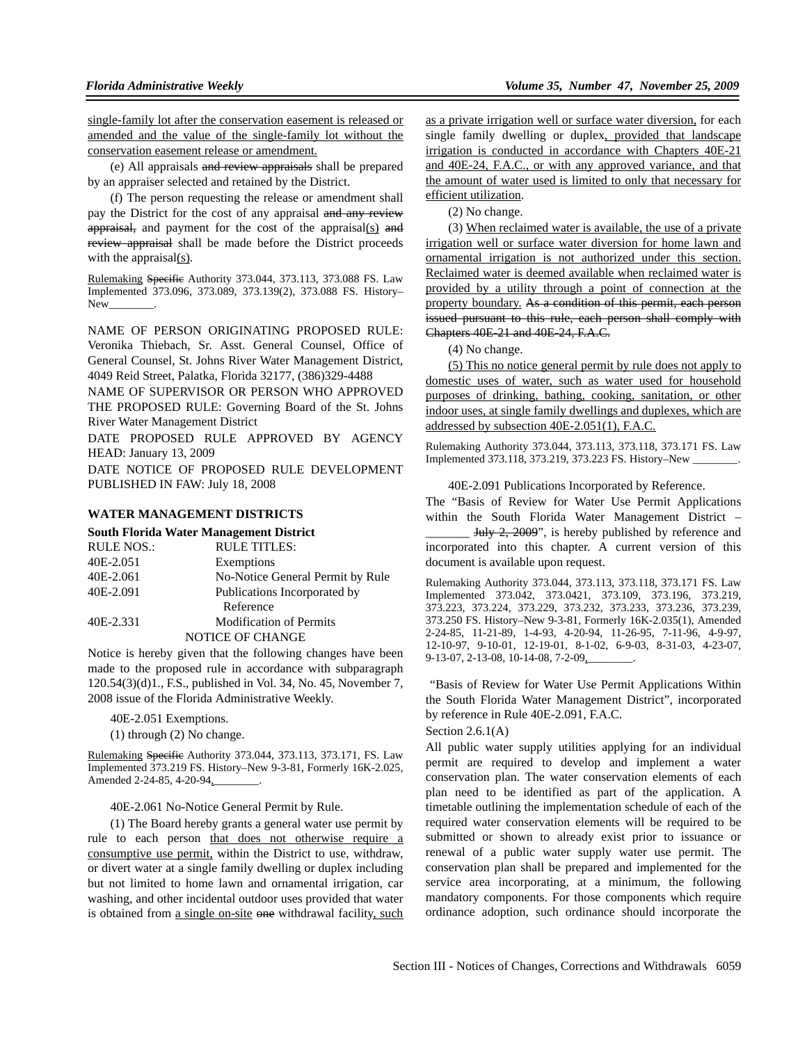<u>single-family lot after the conservation easement is released or amended and the value of the single-family lot without the conservation easement release or amendment.</u>

(e) All appraisals ~~and review appraisals~~ shall be prepared by an appraiser selected and retained by the District.

(f) The person requesting the release or amendment shall pay the District for the cost of any appraisal ~~and any review appraisal,~~ and payment for the cost of the appraisal<u>(s)</u> ~~and review appraisal~~ shall be made before the District proceeds with the appraisal<u>(s)</u>.

<u>Rulemaking</u> ~~Specific~~ Authority 373.044, 373.113, 373.088 FS. Law Implemented 373.096, 373.089, 373.139(2), 373.088 FS. History–New________.

NAME OF PERSON ORIGINATING PROPOSED RULE: Veronika Thiebach, Sr. Asst. General Counsel, Office of General Counsel, St. Johns River Water Management District, 4049 Reid Street, Palatka, Florida 32177, (386)329-4488

NAME OF SUPERVISOR OR PERSON WHO APPROVED THE PROPOSED RULE: Governing Board of the St. Johns River Water Management District

DATE PROPOSED RULE APPROVED BY AGENCY HEAD: January 13, 2009

DATE NOTICE OF PROPOSED RULE DEVELOPMENT PUBLISHED IN FAW: July 18, 2008

## WATER MANAGEMENT DISTRICTS

### South Florida Water Management District

| RULE NOS.: | RULE TITLES: |
|---|---|
| 40E-2.051 | Exemptions |
| 40E-2.061 | No-Notice General Permit by Rule |
| 40E-2.091 | Publications Incorporated by Reference |
| 40E-2.331 | Modification of Permits |

NOTICE OF CHANGE

Notice is hereby given that the following changes have been made to the proposed rule in accordance with subparagraph 120.54(3)(d)1., F.S., published in Vol. 34, No. 45, November 7, 2008 issue of the Florida Administrative Weekly.

40E-2.051 Exemptions.

(1) through (2) No change.

<u>Rulemaking</u> ~~Specific~~ Authority 373.044, 373.113, 373.171, FS. Law Implemented 373.219 FS. History–New 9-3-81, Formerly 16K-2.025, Amended 2-24-85, 4-20-94<u>,________</u>.

40E-2.061 No-Notice General Permit by Rule.

(1) The Board hereby grants a general water use permit by rule to each person <u>that does not otherwise require a consumptive use permit,</u> within the District to use, withdraw, or divert water at a single family dwelling or duplex including but not limited to home lawn and ornamental irrigation, car washing, and other incidental outdoor uses provided that water is obtained from <u>a single on-site</u> ~~one~~ withdrawal facility<u>, such as a private irrigation well or surface water diversion,</u> for each single family dwelling or duplex<u>, provided that landscape irrigation is conducted in accordance with Chapters 40E-21 and 40E-24, F.A.C., or with any approved variance, and that the amount of water used is limited to only that necessary for efficient utilization</u>.

(2) No change.

(3) <u>When reclaimed water is available, the use of a private irrigation well or surface water diversion for home lawn and ornamental irrigation is not authorized under this section. Reclaimed water is deemed available when reclaimed water is provided by a utility through a point of connection at the property boundary.</u> ~~As a condition of this permit, each person issued pursuant to this rule, each person shall comply with Chapters 40E-21 and 40E-24, F.A.C.~~

(4) No change.

<u>(5) This no notice general permit by rule does not apply to domestic uses of water, such as water used for household purposes of drinking, bathing, cooking, sanitation, or other indoor uses, at single family dwellings and duplexes, which are addressed by subsection 40E-2.051(1), F.A.C.</u>

Rulemaking Authority 373.044, 373.113, 373.118, 373.171 FS. Law Implemented 373.118, 373.219, 373.223 FS. History–New ________.

40E-2.091 Publications Incorporated by Reference.

The "Basis of Review for Water Use Permit Applications within the South Florida Water Management District – _______ ~~July 2, 2009~~", is hereby published by reference and incorporated into this chapter. A current version of this document is available upon request.

Rulemaking Authority 373.044, 373.113, 373.118, 373.171 FS. Law Implemented 373.042, 373.0421, 373.109, 373.196, 373.219, 373.223, 373.224, 373.229, 373.232, 373.233, 373.236, 373.239, 373.250 FS. History–New 9-3-81, Formerly 16K-2.035(1), Amended 2-24-85, 11-21-89, 1-4-93, 4-20-94, 11-26-95, 7-11-96, 4-9-97, 12-10-97, 9-10-01, 12-19-01, 8-1-02, 6-9-03, 8-31-03, 4-23-07, 9-13-07, 2-13-08, 10-14-08, 7-2-09<u>,________</u>.

"Basis of Review for Water Use Permit Applications Within the South Florida Water Management District", incorporated by reference in Rule 40E-2.091, F.A.C.

Section 2.6.1(A)

All public water supply utilities applying for an individual permit are required to develop and implement a water conservation plan. The water conservation elements of each plan need to be identified as part of the application. A timetable outlining the implementation schedule of each of the required water conservation elements will be required to be submitted or shown to already exist prior to issuance or renewal of a public water supply water use permit. The conservation plan shall be prepared and implemented for the service area incorporating, at a minimum, the following mandatory components. For those components which require ordinance adoption, such ordinance should incorporate the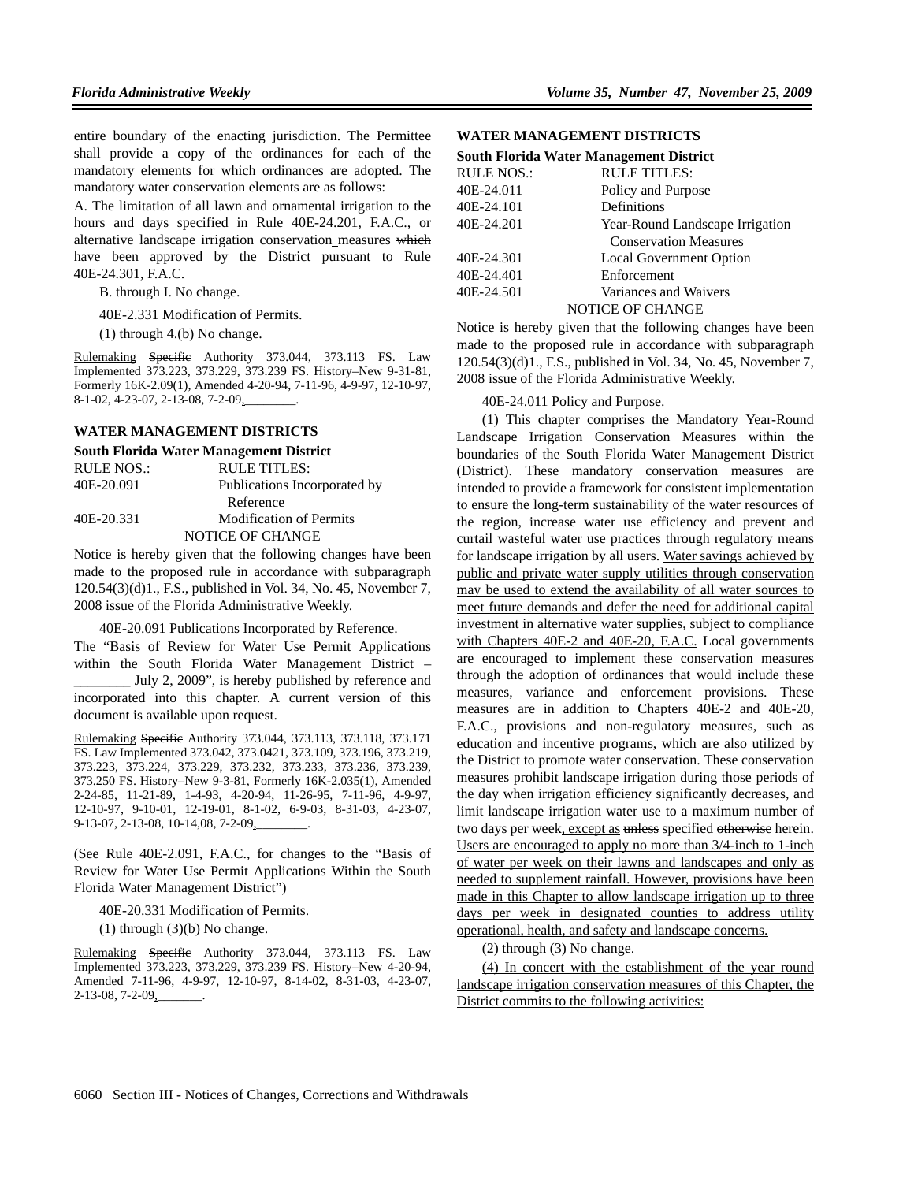entire boundary of the enacting jurisdiction. The Permittee shall provide a copy of the ordinances for each of the mandatory elements for which ordinances are adopted. The mandatory water conservation elements are as follows:

A. The limitation of all lawn and ornamental irrigation to the hours and days specified in Rule 40E-24.201, F.A.C., or alternative landscape irrigation conservation measures ~~which have been approved by the District~~ pursuant to Rule 40E-24.301, F.A.C.

B. through I. No change.

40E-2.331 Modification of Permits.

(1) through 4.(b) No change.

Rulemaking ~~Specific~~ Authority 373.044, 373.113 FS. Law Implemented 373.223, 373.229, 373.239 FS. History–New 9-31-81, Formerly 16K-2.09(1), Amended 4-20-94, 7-11-96, 4-9-97, 12-10-97, 8-1-02, 4-23-07, 2-13-08, 7-2-09, ________.

### WATER MANAGEMENT DISTRICTS

**South Florida Water Management District**

| RULE NOS.: | RULE TITLES: |
|---|---|
| 40E-20.091 | Publications Incorporated by Reference |
| 40E-20.331 | Modification of Permits |

NOTICE OF CHANGE

Notice is hereby given that the following changes have been made to the proposed rule in accordance with subparagraph 120.54(3)(d)1., F.S., published in Vol. 34, No. 45, November 7, 2008 issue of the Florida Administrative Weekly.

40E-20.091 Publications Incorporated by Reference.

The "Basis of Review for Water Use Permit Applications within the South Florida Water Management District – ________ ~~July 2, 2009~~", is hereby published by reference and incorporated into this chapter. A current version of this document is available upon request.

Rulemaking ~~Specific~~ Authority 373.044, 373.113, 373.118, 373.171 FS. Law Implemented 373.042, 373.0421, 373.109, 373.196, 373.219, 373.223, 373.224, 373.229, 373.232, 373.233, 373.236, 373.239, 373.250 FS. History–New 9-3-81, Formerly 16K-2.035(1), Amended 2-24-85, 11-21-89, 1-4-93, 4-20-94, 11-26-95, 7-11-96, 4-9-97, 12-10-97, 9-10-01, 12-19-01, 8-1-02, 6-9-03, 8-31-03, 4-23-07, 9-13-07, 2-13-08, 10-14,08, 7-2-09, ________.

(See Rule 40E-2.091, F.A.C., for changes to the "Basis of Review for Water Use Permit Applications Within the South Florida Water Management District")

40E-20.331 Modification of Permits.

(1) through (3)(b) No change.

Rulemaking ~~Specific~~ Authority 373.044, 373.113 FS. Law Implemented 373.223, 373.229, 373.239 FS. History–New 4-20-94, Amended 7-11-96, 4-9-97, 12-10-97, 8-14-02, 8-31-03, 4-23-07, 2-13-08, 7-2-09, _______.

### WATER MANAGEMENT DISTRICTS

**South Florida Water Management District**

| RULE NOS.: | RULE TITLES: |
|---|---|
| 40E-24.011 | Policy and Purpose |
| 40E-24.101 | Definitions |
| 40E-24.201 | Year-Round Landscape Irrigation Conservation Measures |
| 40E-24.301 | Local Government Option |
| 40E-24.401 | Enforcement |
| 40E-24.501 | Variances and Waivers |

NOTICE OF CHANGE

Notice is hereby given that the following changes have been made to the proposed rule in accordance with subparagraph 120.54(3)(d)1., F.S., published in Vol. 34, No. 45, November 7, 2008 issue of the Florida Administrative Weekly.

40E-24.011 Policy and Purpose.

(1) This chapter comprises the Mandatory Year-Round Landscape Irrigation Conservation Measures within the boundaries of the South Florida Water Management District (District). These mandatory conservation measures are intended to provide a framework for consistent implementation to ensure the long-term sustainability of the water resources of the region, increase water use efficiency and prevent and curtail wasteful water use practices through regulatory means for landscape irrigation by all users. Water savings achieved by public and private water supply utilities through conservation may be used to extend the availability of all water sources to meet future demands and defer the need for additional capital investment in alternative water supplies, subject to compliance with Chapters 40E-2 and 40E-20, F.A.C. Local governments are encouraged to implement these conservation measures through the adoption of ordinances that would include these measures, variance and enforcement provisions. These measures are in addition to Chapters 40E-2 and 40E-20, F.A.C., provisions and non-regulatory measures, such as education and incentive programs, which are also utilized by the District to promote water conservation. These conservation measures prohibit landscape irrigation during those periods of the day when irrigation efficiency significantly decreases, and limit landscape irrigation water use to a maximum number of two days per week, except as ~~unless~~ specified ~~otherwise~~ herein. Users are encouraged to apply no more than 3/4-inch to 1-inch of water per week on their lawns and landscapes and only as needed to supplement rainfall. However, provisions have been made in this Chapter to allow landscape irrigation up to three days per week in designated counties to address utility operational, health, and safety and landscape concerns.

(2) through (3) No change.

(4) In concert with the establishment of the year round landscape irrigation conservation measures of this Chapter, the District commits to the following activities: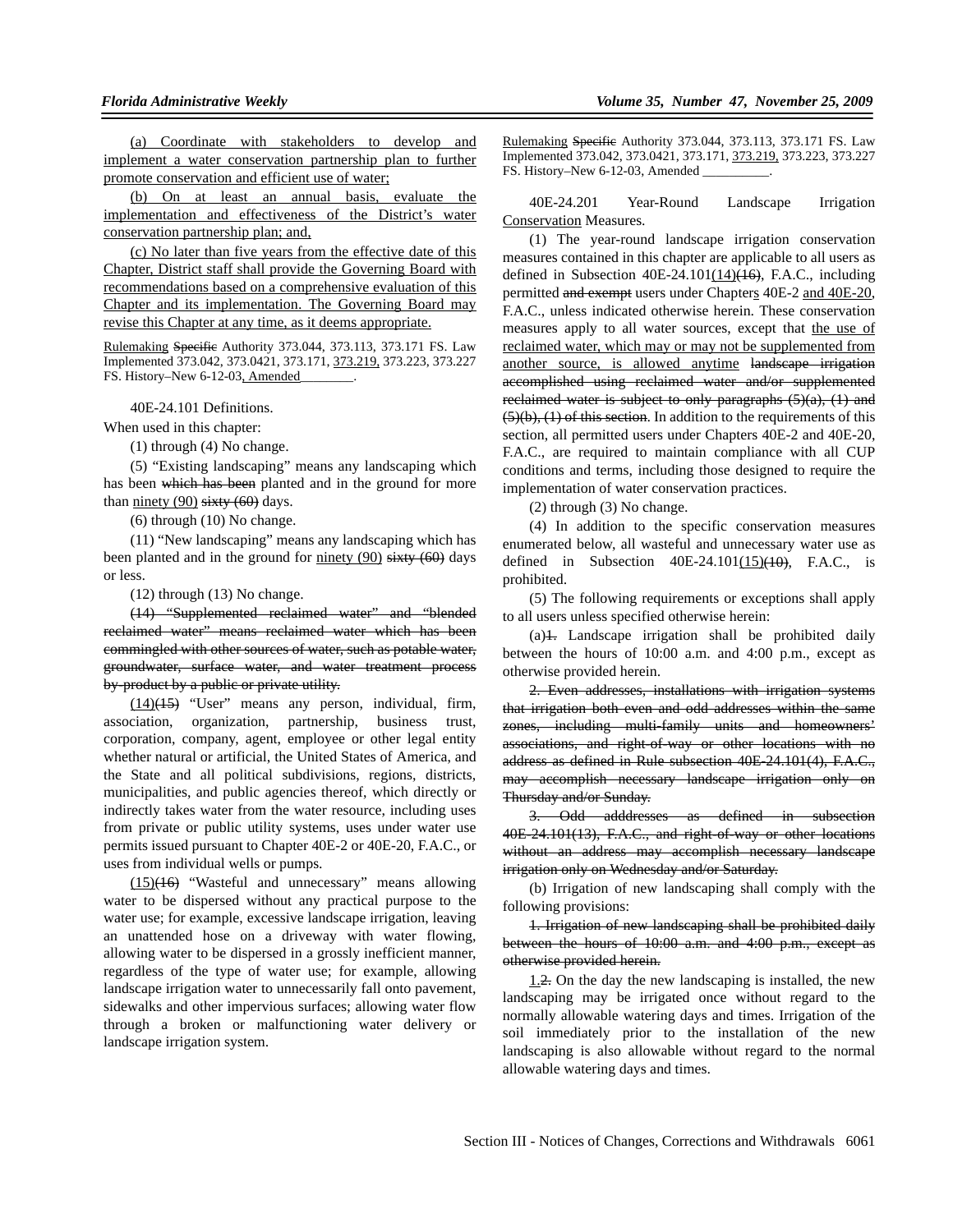<u>(a) Coordinate with stakeholders to develop and implement a water conservation partnership plan to further promote conservation and efficient use of water;</u>

<u>(b) On at least an annual basis, evaluate the implementation and effectiveness of the District's water conservation partnership plan; and,</u>

<u>(c) No later than five years from the effective date of this Chapter, District staff shall provide the Governing Board with recommendations based on a comprehensive evaluation of this Chapter and its implementation. The Governing Board may revise this Chapter at any time, as it deems appropriate.</u>

<u>Rulemaking</u> ~~Specific~~ Authority 373.044, 373.113, 373.171 FS. Law Implemented 373.042, 373.0421, 373.171, <u>373.219,</u> 373.223, 373.227 FS. History–New 6-12-03<u>, Amended________</u>.

40E-24.101 Definitions.

When used in this chapter:

(1) through (4) No change.

(5) "Existing landscaping" means any landscaping which has been ~~which has been~~ planted and in the ground for more than <u>ninety (90)</u> ~~sixty (60)~~ days.

(6) through (10) No change.

(11) "New landscaping" means any landscaping which has been planted and in the ground for <u>ninety (90)</u> ~~sixty (60)~~ days or less.

(12) through (13) No change.

~~(14) "Supplemented reclaimed water" and "blended reclaimed water" means reclaimed water which has been commingled with other sources of water, such as potable water, groundwater, surface water, and water treatment process by-product by a public or private utility.~~

<u>(14)</u>~~(15)~~ "User" means any person, individual, firm, association, organization, partnership, business trust, corporation, company, agent, employee or other legal entity whether natural or artificial, the United States of America, and the State and all political subdivisions, regions, districts, municipalities, and public agencies thereof, which directly or indirectly takes water from the water resource, including uses from private or public utility systems, uses under water use permits issued pursuant to Chapter 40E-2 or 40E-20, F.A.C., or uses from individual wells or pumps.

<u>(15)</u>~~(16)~~ "Wasteful and unnecessary" means allowing water to be dispersed without any practical purpose to the water use; for example, excessive landscape irrigation, leaving an unattended hose on a driveway with water flowing, allowing water to be dispersed in a grossly inefficient manner, regardless of the type of water use; for example, allowing landscape irrigation water to unnecessarily fall onto pavement, sidewalks and other impervious surfaces; allowing water flow through a broken or malfunctioning water delivery or landscape irrigation system.

<u>Rulemaking</u> ~~Specific~~ Authority 373.044, 373.113, 373.171 FS. Law Implemented 373.042, 373.0421, 373.171, <u>373.219,</u> 373.223, 373.227 FS. History–New 6-12-03, Amended __________.

40E-24.201 Year-Round Landscape Irrigation <u>Conservation</u> Measures.

(1) The year-round landscape irrigation conservation measures contained in this chapter are applicable to all users as defined in Subsection 40E-24.101<u>(14)</u>~~(16)~~, F.A.C., including permitted ~~and exempt~~ users under Chapter<u>s</u> 40E-2 <u>and 40E-20</u>, F.A.C., unless indicated otherwise herein. These conservation measures apply to all water sources, except that <u>the use of reclaimed water, which may or may not be supplemented from another source, is allowed anytime</u> ~~landscape irrigation accomplished using reclaimed water and/or supplemented reclaimed water is subject to only paragraphs (5)(a), (1) and (5)(b), (1) of this section~~. In addition to the requirements of this section, all permitted users under Chapters 40E-2 and 40E-20, F.A.C., are required to maintain compliance with all CUP conditions and terms, including those designed to require the implementation of water conservation practices.

(2) through (3) No change.

(4) In addition to the specific conservation measures enumerated below, all wasteful and unnecessary water use as defined in Subsection 40E-24.101<u>(15)</u>~~(10)~~, F.A.C., is prohibited.

(5) The following requirements or exceptions shall apply to all users unless specified otherwise herein:

(a)~~1.~~ Landscape irrigation shall be prohibited daily between the hours of 10:00 a.m. and 4:00 p.m., except as otherwise provided herein.

~~2. Even addresses, installations with irrigation systems that irrigation both even and odd addresses within the same zones, including multi-family units and homeowners' associations, and right-of-way or other locations with no address as defined in Rule subsection 40E-24.101(4), F.A.C., may accomplish necessary landscape irrigation only on Thursday and/or Sunday.~~

~~3. Odd adddresses as defined in subsection 40E-24.101(13), F.A.C., and right-of-way or other locations without an address may accomplish necessary landscape irrigation only on Wednesday and/or Saturday.~~

(b) Irrigation of new landscaping shall comply with the following provisions:

~~1. Irrigation of new landscaping shall be prohibited daily between the hours of 10:00 a.m. and 4:00 p.m., except as otherwise provided herein.~~

<u>1.</u>~~2.~~ On the day the new landscaping is installed, the new landscaping may be irrigated once without regard to the normally allowable watering days and times. Irrigation of the soil immediately prior to the installation of the new landscaping is also allowable without regard to the normal allowable watering days and times.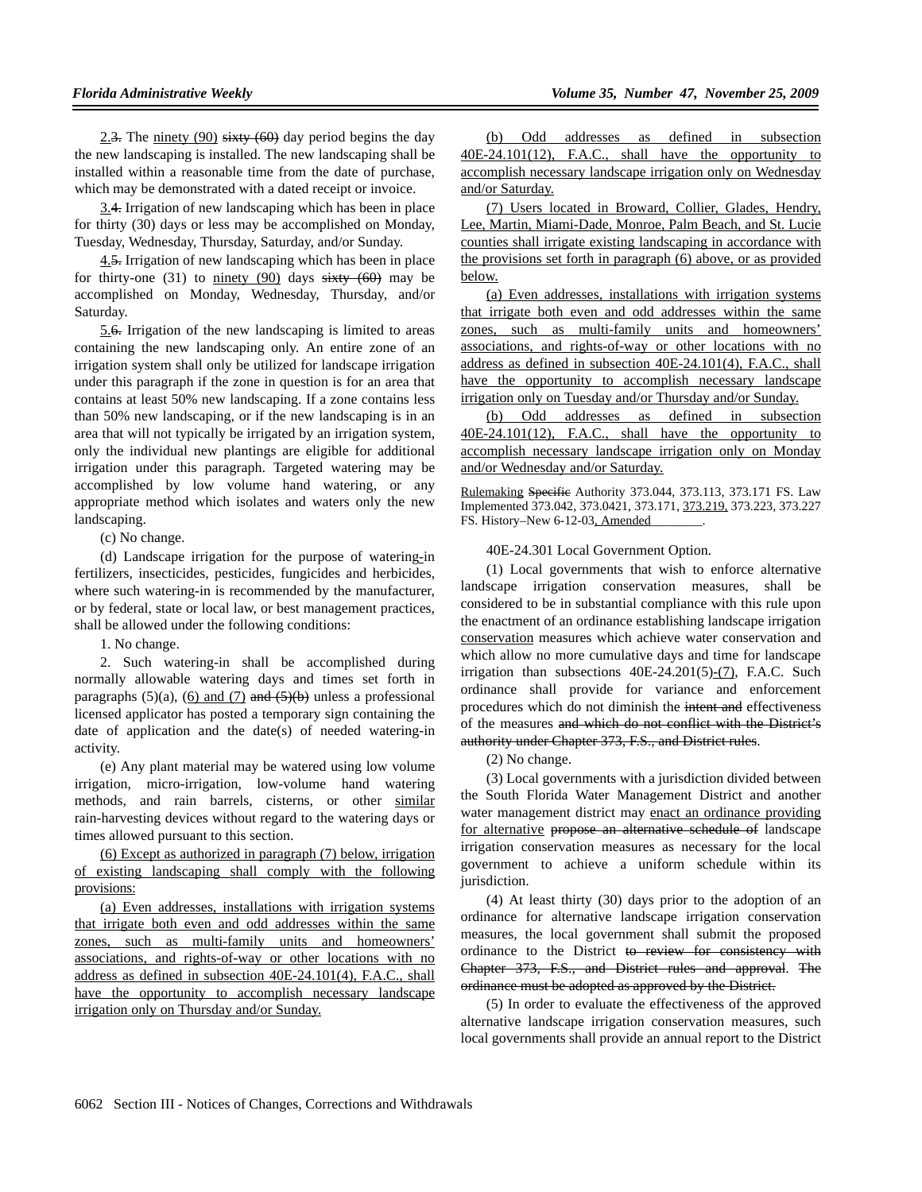2.3. The ninety (90) sixty (60) day period begins the day the new landscaping is installed. The new landscaping shall be installed within a reasonable time from the date of purchase, which may be demonstrated with a dated receipt or invoice.

3.4. Irrigation of new landscaping which has been in place for thirty (30) days or less may be accomplished on Monday, Tuesday, Wednesday, Thursday, Saturday, and/or Sunday.

4.5. Irrigation of new landscaping which has been in place for thirty-one (31) to ninety (90) days sixty (60) may be accomplished on Monday, Wednesday, Thursday, and/or Saturday.

5.6. Irrigation of the new landscaping is limited to areas containing the new landscaping only. An entire zone of an irrigation system shall only be utilized for landscape irrigation under this paragraph if the zone in question is for an area that contains at least 50% new landscaping. If a zone contains less than 50% new landscaping, or if the new landscaping is in an area that will not typically be irrigated by an irrigation system, only the individual new plantings are eligible for additional irrigation under this paragraph. Targeted watering may be accomplished by low volume hand watering, or any appropriate method which isolates and waters only the new landscaping.

(c) No change.

(d) Landscape irrigation for the purpose of watering-in fertilizers, insecticides, pesticides, fungicides and herbicides, where such watering-in is recommended by the manufacturer, or by federal, state or local law, or best management practices, shall be allowed under the following conditions:

1. No change.

2. Such watering-in shall be accomplished during normally allowable watering days and times set forth in paragraphs (5)(a), (6) and (7) and (5)(b) unless a professional licensed applicator has posted a temporary sign containing the date of application and the date(s) of needed watering-in activity.

(e) Any plant material may be watered using low volume irrigation, micro-irrigation, low-volume hand watering methods, and rain barrels, cisterns, or other similar rain-harvesting devices without regard to the watering days or times allowed pursuant to this section.

(6) Except as authorized in paragraph (7) below, irrigation of existing landscaping shall comply with the following provisions:

(a) Even addresses, installations with irrigation systems that irrigate both even and odd addresses within the same zones, such as multi-family units and homeowners' associations, and rights-of-way or other locations with no address as defined in subsection 40E-24.101(4), F.A.C., shall have the opportunity to accomplish necessary landscape irrigation only on Thursday and/or Sunday.

(b) Odd addresses as defined in subsection 40E-24.101(12), F.A.C., shall have the opportunity to accomplish necessary landscape irrigation only on Wednesday and/or Saturday.

(7) Users located in Broward, Collier, Glades, Hendry, Lee, Martin, Miami-Dade, Monroe, Palm Beach, and St. Lucie counties shall irrigate existing landscaping in accordance with the provisions set forth in paragraph (6) above, or as provided below.

(a) Even addresses, installations with irrigation systems that irrigate both even and odd addresses within the same zones, such as multi-family units and homeowners' associations, and rights-of-way or other locations with no address as defined in subsection 40E-24.101(4), F.A.C., shall have the opportunity to accomplish necessary landscape irrigation only on Tuesday and/or Thursday and/or Sunday.

(b) Odd addresses as defined in subsection 40E-24.101(12), F.A.C., shall have the opportunity to accomplish necessary landscape irrigation only on Monday and/or Wednesday and/or Saturday.

Rulemaking Specific Authority 373.044, 373.113, 373.171 FS. Law Implemented 373.042, 373.0421, 373.171, 373.219, 373.223, 373.227 FS. History–New 6-12-03, Amended ________.

40E-24.301 Local Government Option.

(1) Local governments that wish to enforce alternative landscape irrigation conservation measures, shall be considered to be in substantial compliance with this rule upon the enactment of an ordinance establishing landscape irrigation conservation measures which achieve water conservation and which allow no more cumulative days and time for landscape irrigation than subsections 40E-24.201(5)-(7), F.A.C. Such ordinance shall provide for variance and enforcement procedures which do not diminish the intent and effectiveness of the measures and which do not conflict with the District's authority under Chapter 373, F.S., and District rules.

(2) No change.

(3) Local governments with a jurisdiction divided between the South Florida Water Management District and another water management district may enact an ordinance providing for alternative propose an alternative schedule of landscape irrigation conservation measures as necessary for the local government to achieve a uniform schedule within its jurisdiction.

(4) At least thirty (30) days prior to the adoption of an ordinance for alternative landscape irrigation conservation measures, the local government shall submit the proposed ordinance to the District to review for consistency with Chapter 373, F.S., and District rules and approval. The ordinance must be adopted as approved by the District.

(5) In order to evaluate the effectiveness of the approved alternative landscape irrigation conservation measures, such local governments shall provide an annual report to the District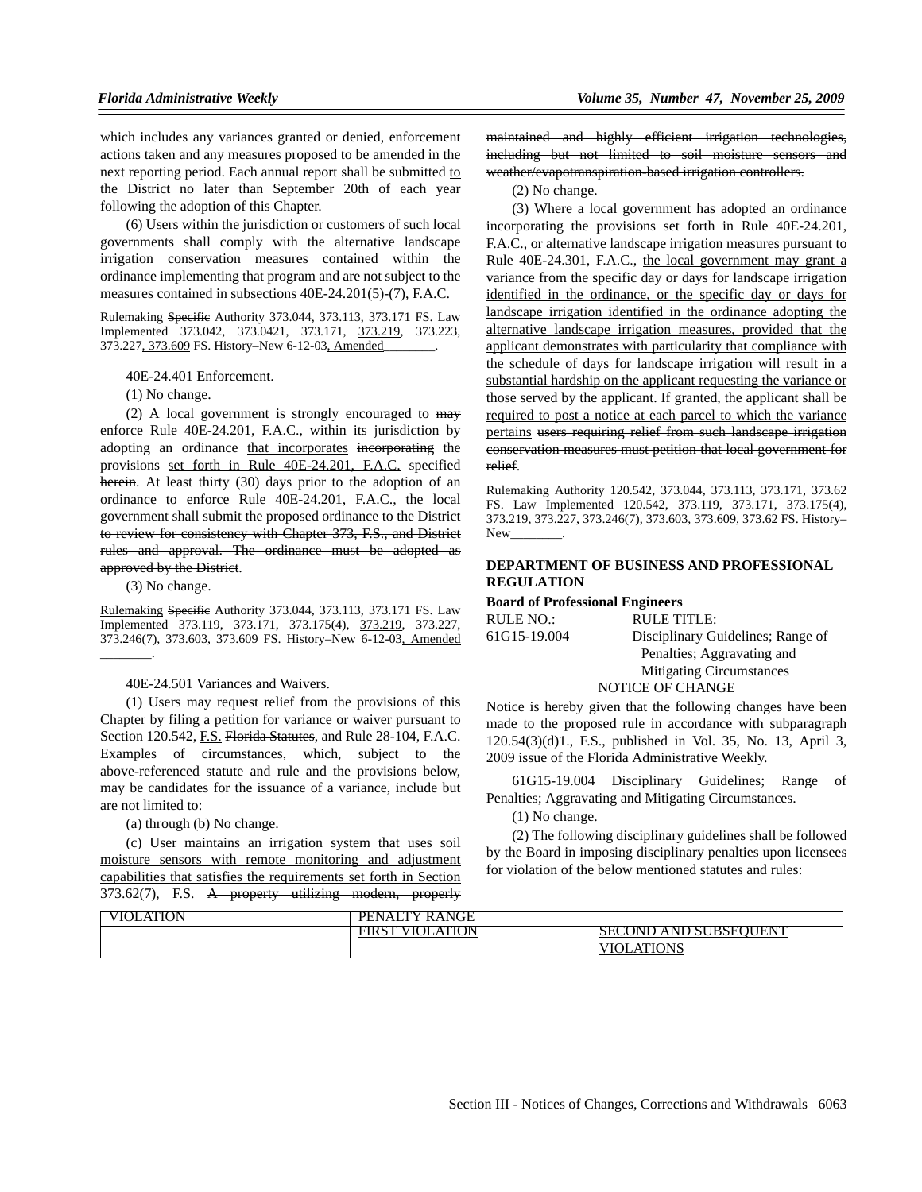which includes any variances granted or denied, enforcement actions taken and any measures proposed to be amended in the next reporting period. Each annual report shall be submitted to the District no later than September 20th of each year following the adoption of this Chapter.

(6) Users within the jurisdiction or customers of such local governments shall comply with the alternative landscape irrigation conservation measures contained within the ordinance implementing that program and are not subject to the measures contained in subsections 40E-24.201(5)-(7), F.A.C.

Rulemaking Specific Authority 373.044, 373.113, 373.171 FS. Law Implemented 373.042, 373.0421, 373.171, 373.219, 373.223, 373.227, 373.609 FS. History–New 6-12-03, Amended________.

40E-24.401 Enforcement.

(1) No change.

(2) A local government is strongly encouraged to may enforce Rule 40E-24.201, F.A.C., within its jurisdiction by adopting an ordinance that incorporates incorporating the provisions set forth in Rule 40E-24.201, F.A.C. specified herein. At least thirty (30) days prior to the adoption of an ordinance to enforce Rule 40E-24.201, F.A.C., the local government shall submit the proposed ordinance to the District to review for consistency with Chapter 373, F.S., and District rules and approval. The ordinance must be adopted as approved by the District.

(3) No change.

Rulemaking Specific Authority 373.044, 373.113, 373.171 FS. Law Implemented 373.119, 373.171, 373.175(4), 373.219, 373.227, 373.246(7), 373.603, 373.609 FS. History–New 6-12-03, Amended ________.

40E-24.501 Variances and Waivers.

(1) Users may request relief from the provisions of this Chapter by filing a petition for variance or waiver pursuant to Section 120.542, F.S. Florida Statutes, and Rule 28-104, F.A.C. Examples of circumstances, which, subject to the above-referenced statute and rule and the provisions below, may be candidates for the issuance of a variance, include but are not limited to:

(a) through (b) No change.

(c) User maintains an irrigation system that uses soil moisture sensors with remote monitoring and adjustment capabilities that satisfies the requirements set forth in Section 373.62(7), F.S. A property utilizing modern, properly maintained and highly efficient irrigation technologies, including but not limited to soil moisture sensors and weather/evapotranspiration-based irrigation controllers.

(2) No change.

(3) Where a local government has adopted an ordinance incorporating the provisions set forth in Rule 40E-24.201, F.A.C., or alternative landscape irrigation measures pursuant to Rule 40E-24.301, F.A.C., the local government may grant a variance from the specific day or days for landscape irrigation identified in the ordinance, or the specific day or days for landscape irrigation identified in the ordinance adopting the alternative landscape irrigation measures, provided that the applicant demonstrates with particularity that compliance with the schedule of days for landscape irrigation will result in a substantial hardship on the applicant requesting the variance or those served by the applicant. If granted, the applicant shall be required to post a notice at each parcel to which the variance pertains users requiring relief from such landscape irrigation conservation measures must petition that local government for relief.

Rulemaking Authority 120.542, 373.044, 373.113, 373.171, 373.62 FS. Law Implemented 120.542, 373.119, 373.171, 373.175(4), 373.219, 373.227, 373.246(7), 373.603, 373.609, 373.62 FS. History–New________.

## DEPARTMENT OF BUSINESS AND PROFESSIONAL REGULATION

### Board of Professional Engineers

RULE NO.: 61G15-19.004

RULE TITLE: Disciplinary Guidelines; Range of Penalties; Aggravating and Mitigating Circumstances

NOTICE OF CHANGE

Notice is hereby given that the following changes have been made to the proposed rule in accordance with subparagraph 120.54(3)(d)1., F.S., published in Vol. 35, No. 13, April 3, 2009 issue of the Florida Administrative Weekly.

61G15-19.004 Disciplinary Guidelines; Range of Penalties; Aggravating and Mitigating Circumstances.

(1) No change.

(2) The following disciplinary guidelines shall be followed by the Board in imposing disciplinary penalties upon licensees for violation of the below mentioned statutes and rules:

| VIOLATION | PENALTY RANGE | |
|---|---|---|
| | FIRST VIOLATION | SECOND AND SUBSEQUENT VIOLATIONS |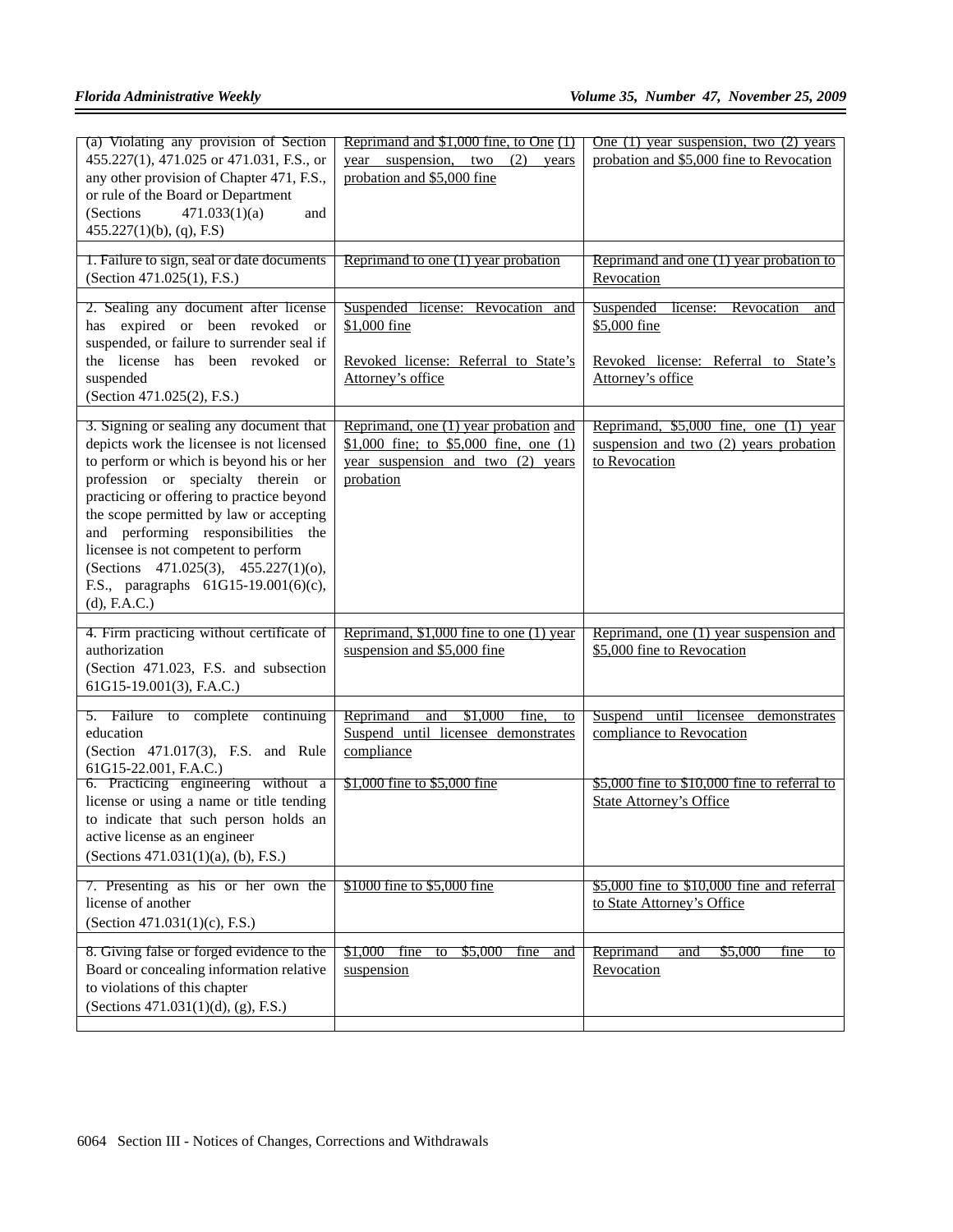| | | |
|---|---|---|
| (a) Violating any provision of Section 455.227(1), 471.025 or 471.031, F.S., or any other provision of Chapter 471, F.S., or rule of the Board or Department (Sections 471.033(1)(a) and 455.227(1)(b), (q), F.S) | Reprimand and $1,000 fine, to One (1) year suspension, two (2) years probation and $5,000 fine | One (1) year suspension, two (2) years probation and $5,000 fine to Revocation |
| 1. Failure to sign, seal or date documents (Section 471.025(1), F.S.) | Reprimand to one (1) year probation | Reprimand and one (1) year probation to Revocation |
| 2. Sealing any document after license has expired or been revoked or suspended, or failure to surrender seal if the license has been revoked or suspended (Section 471.025(2), F.S.) | Suspended license: Revocation and $1,000 fine<br><br>Revoked license: Referral to State's Attorney's office | Suspended license: Revocation and $5,000 fine<br><br>Revoked license: Referral to State's Attorney's office |
| 3. Signing or sealing any document that depicts work the licensee is not licensed to perform or which is beyond his or her profession or specialty therein or practicing or offering to practice beyond the scope permitted by law or accepting and performing responsibilities the licensee is not competent to perform (Sections 471.025(3), 455.227(1)(o), F.S., paragraphs 61G15-19.001(6)(c), (d), F.A.C.) | Reprimand, one (1) year probation and $1,000 fine; to $5,000 fine, one (1) year suspension and two (2) years probation | Reprimand, $5,000 fine, one (1) year suspension and two (2) years probation to Revocation |
| 4. Firm practicing without certificate of authorization (Section 471.023, F.S. and subsection 61G15-19.001(3), F.A.C.) | Reprimand, $1,000 fine to one (1) year suspension and $5,000 fine | Reprimand, one (1) year suspension and $5,000 fine to Revocation |
| 5. Failure to complete continuing education (Section 471.017(3), F.S. and Rule 61G15-22.001, F.A.C.) | Reprimand and $1,000 fine, to Suspend until licensee demonstrates compliance | Suspend until licensee demonstrates compliance to Revocation |
| 6. Practicing engineering without a license or using a name or title tending to indicate that such person holds an active license as an engineer (Sections 471.031(1)(a), (b), F.S.) | $1,000 fine to $5,000 fine | $5,000 fine to $10,000 fine to referral to State Attorney's Office |
| 7. Presenting as his or her own the license of another (Section 471.031(1)(c), F.S.) | $1000 fine to $5,000 fine | $5,000 fine to $10,000 fine and referral to State Attorney's Office |
| 8. Giving false or forged evidence to the Board or concealing information relative to violations of this chapter (Sections 471.031(1)(d), (g), F.S.) | $1,000 fine to $5,000 fine and suspension | Reprimand and $5,000 fine to Revocation |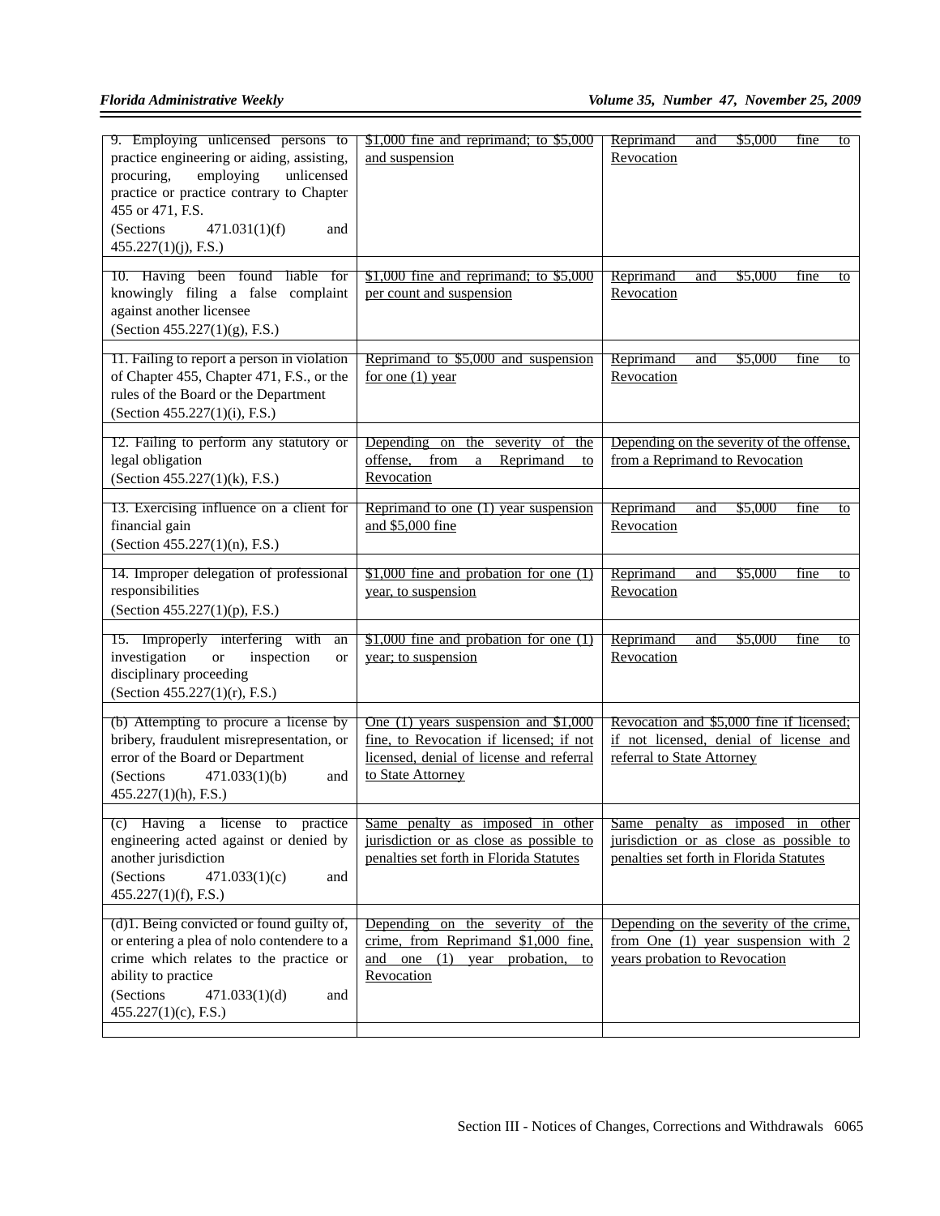| | | |
|---|---|---|
| 9. Employing unlicensed persons to practice engineering or aiding, assisting, procuring, employing unlicensed practice or practice contrary to Chapter 455 or 471, F.S. (Sections 471.031(1)(f) and 455.227(1)(j), F.S.) | $1,000 fine and reprimand; to $5,000 and suspension | Reprimand and $5,000 fine to Revocation |
| 10. Having been found liable for knowingly filing a false complaint against another licensee (Section 455.227(1)(g), F.S.) | $1,000 fine and reprimand; to $5,000 per count and suspension | Reprimand and $5,000 fine to Revocation |
| 11. Failing to report a person in violation of Chapter 455, Chapter 471, F.S., or the rules of the Board or the Department (Section 455.227(1)(i), F.S.) | Reprimand to $5,000 and suspension for one (1) year | Reprimand and $5,000 fine to Revocation |
| 12. Failing to perform any statutory or legal obligation (Section 455.227(1)(k), F.S.) | Depending on the severity of the offense, from a Reprimand to Revocation | Depending on the severity of the offense, from a Reprimand to Revocation |
| 13. Exercising influence on a client for financial gain (Section 455.227(1)(n), F.S.) | Reprimand to one (1) year suspension and $5,000 fine | Reprimand and $5,000 fine to Revocation |
| 14. Improper delegation of professional responsibilities (Section 455.227(1)(p), F.S.) | $1,000 fine and probation for one (1) year, to suspension | Reprimand and $5,000 fine to Revocation |
| 15. Improperly interfering with an investigation or inspection or disciplinary proceeding (Section 455.227(1)(r), F.S.) | $1,000 fine and probation for one (1) year; to suspension | Reprimand and $5,000 fine to Revocation |
| (b) Attempting to procure a license by bribery, fraudulent misrepresentation, or error of the Board or Department (Sections 471.033(1)(b) and 455.227(1)(h), F.S.) | One (1) years suspension and $1,000 fine, to Revocation if licensed; if not licensed, denial of license and referral to State Attorney | Revocation and $5,000 fine if licensed; if not licensed, denial of license and referral to State Attorney |
| (c) Having a license to practice engineering acted against or denied by another jurisdiction (Sections 471.033(1)(c) and 455.227(1)(f), F.S.) | Same penalty as imposed in other jurisdiction or as close as possible to penalties set forth in Florida Statutes | Same penalty as imposed in other jurisdiction or as close as possible to penalties set forth in Florida Statutes |
| (d)1. Being convicted or found guilty of, or entering a plea of nolo contendere to a crime which relates to the practice or ability to practice (Sections 471.033(1)(d) and 455.227(1)(c), F.S.) | Depending on the severity of the crime, from Reprimand $1,000 fine, and one (1) year probation, to Revocation | Depending on the severity of the crime, from One (1) year suspension with 2 years probation to Revocation |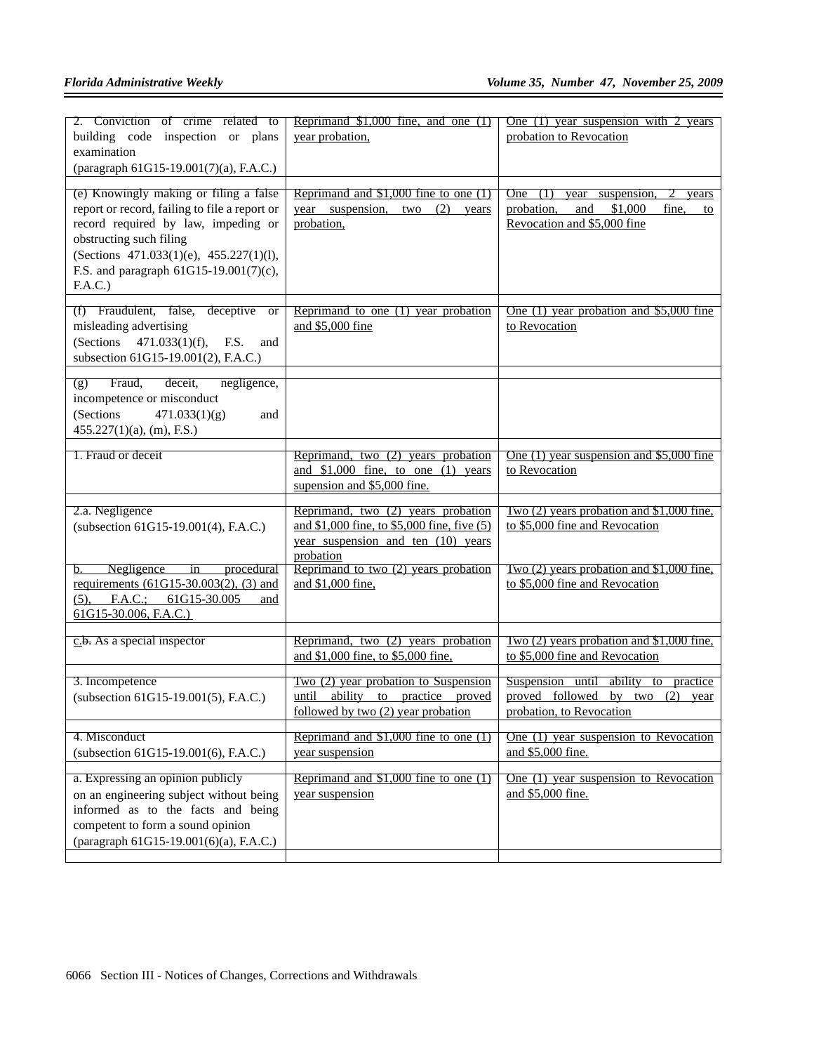| | | |
|---|---|---|
| 2. Conviction of crime related to building code inspection or plans examination (paragraph 61G15-19.001(7)(a), F.A.C.) | Reprimand $1,000 fine, and one (1) year probation, | One (1) year suspension with 2 years probation to Revocation |
| (e) Knowingly making or filing a false report or record, failing to file a report or record required by law, impeding or obstructing such filing (Sections 471.033(1)(e), 455.227(1)(l), F.S. and paragraph 61G15-19.001(7)(c), F.A.C.) | Reprimand and $1,000 fine to one (1) year suspension, two (2) years probation, | One (1) year suspension, 2 years probation, and $1,000 fine, to Revocation and $5,000 fine |
| (f) Fraudulent, false, deceptive or misleading advertising (Sections 471.033(1)(f), F.S. and subsection 61G15-19.001(2), F.A.C.) | Reprimand to one (1) year probation and $5,000 fine | One (1) year probation and $5,000 fine to Revocation |
| (g) Fraud, deceit, negligence, incompetence or misconduct (Sections 471.033(1)(g) and 455.227(1)(a), (m), F.S.) | | |
| 1. Fraud or deceit | Reprimand, two (2) years probation and $1,000 fine, to one (1) years supension and $5,000 fine. | One (1) year suspension and $5,000 fine to Revocation |
| 2.a. Negligence (subsection 61G15-19.001(4), F.A.C.) | Reprimand, two (2) years probation and $1,000 fine, to $5,000 fine, five (5) year suspension and ten (10) years probation | Two (2) years probation and $1,000 fine, to $5,000 fine and Revocation |
| b. Negligence in procedural requirements (61G15-30.003(2), (3) and (5), F.A.C.; 61G15-30.005 and 61G15-30.006, F.A.C.) | Reprimand to two (2) years probation and $1,000 fine, | Two (2) years probation and $1,000 fine, to $5,000 fine and Revocation |
| c.~~b.~~ As a special inspector | Reprimand, two (2) years probation and $1,000 fine, to $5,000 fine, | Two (2) years probation and $1,000 fine, to $5,000 fine and Revocation |
| 3. Incompetence (subsection 61G15-19.001(5), F.A.C.) | Two (2) year probation to Suspension until ability to practice proved followed by two (2) year probation | Suspension until ability to practice proved followed by two (2) year probation, to Revocation |
| 4. Misconduct (subsection 61G15-19.001(6), F.A.C.) | Reprimand and $1,000 fine to one (1) year suspension | One (1) year suspension to Revocation and $5,000 fine. |
| a. Expressing an opinion publicly on an engineering subject without being informed as to the facts and being competent to form a sound opinion (paragraph 61G15-19.001(6)(a), F.A.C.) | Reprimand and $1,000 fine to one (1) year suspension | One (1) year suspension to Revocation and $5,000 fine. |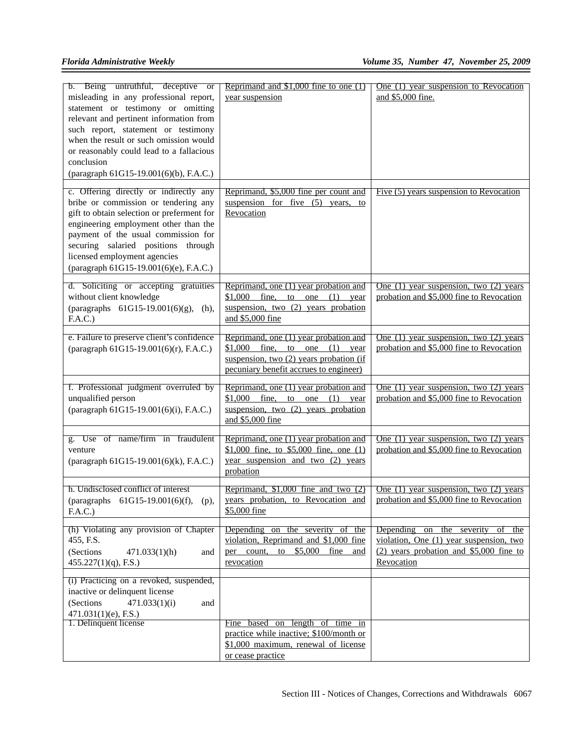| | | |
|---|---|---|
| b. Being untruthful, deceptive or misleading in any professional report, statement or testimony or omitting relevant and pertinent information from such report, statement or testimony when the result or such omission would or reasonably could lead to a fallacious conclusion (paragraph 61G15-19.001(6)(b), F.A.C.) | Reprimand and $1,000 fine to one (1) year suspension | One (1) year suspension to Revocation and $5,000 fine. |
| c. Offering directly or indirectly any bribe or commission or tendering any gift to obtain selection or preferment for engineering employment other than the payment of the usual commission for securing salaried positions through licensed employment agencies (paragraph 61G15-19.001(6)(e), F.A.C.) | Reprimand, $5,000 fine per count and suspension for five (5) years, to Revocation | Five (5) years suspension to Revocation |
| d. Soliciting or accepting gratuities without client knowledge (paragraphs 61G15-19.001(6)(g), (h), F.A.C.) | Reprimand, one (1) year probation and $1,000 fine, to one (1) year suspension, two (2) years probation and $5,000 fine | One (1) year suspension, two (2) years probation and $5,000 fine to Revocation |
| e. Failure to preserve client's confidence (paragraph 61G15-19.001(6)(r), F.A.C.) | Reprimand, one (1) year probation and $1,000 fine, to one (1) year suspension, two (2) years probation (if pecuniary benefit accrues to engineer) | One (1) year suspension, two (2) years probation and $5,000 fine to Revocation |
| f. Professional judgment overruled by unqualified person (paragraph 61G15-19.001(6)(i), F.A.C.) | Reprimand, one (1) year probation and $1,000 fine, to one (1) year suspension, two (2) years probation and $5,000 fine | One (1) year suspension, two (2) years probation and $5,000 fine to Revocation |
| g. Use of name/firm in fraudulent venture (paragraph 61G15-19.001(6)(k), F.A.C.) | Reprimand, one (1) year probation and $1,000 fine, to $5,000 fine, one (1) year suspension and two (2) years probation | One (1) year suspension, two (2) years probation and $5,000 fine to Revocation |
| h. Undisclosed conflict of interest (paragraphs 61G15-19.001(6)(f), (p), F.A.C.) | Reprimand, $1,000 fine and two (2) years probation, to Revocation and $5,000 fine | One (1) year suspension, two (2) years probation and $5,000 fine to Revocation |
| (h) Violating any provision of Chapter 455, F.S. (Sections 471.033(1)(h) and 455.227(1)(q), F.S.) | Depending on the severity of the violation, Reprimand and $1,000 fine per count, to $5,000 fine and revocation | Depending on the severity of the violation, One (1) year suspension, two (2) years probation and $5,000 fine to Revocation |
| (i) Practicing on a revoked, suspended, inactive or delinquent license (Sections 471.033(1)(i) and 471.031(1)(e), F.S.) | | |
| 1. Delinquent license | Fine based on length of time in practice while inactive; $100/month or $1,000 maximum, renewal of license or cease practice | |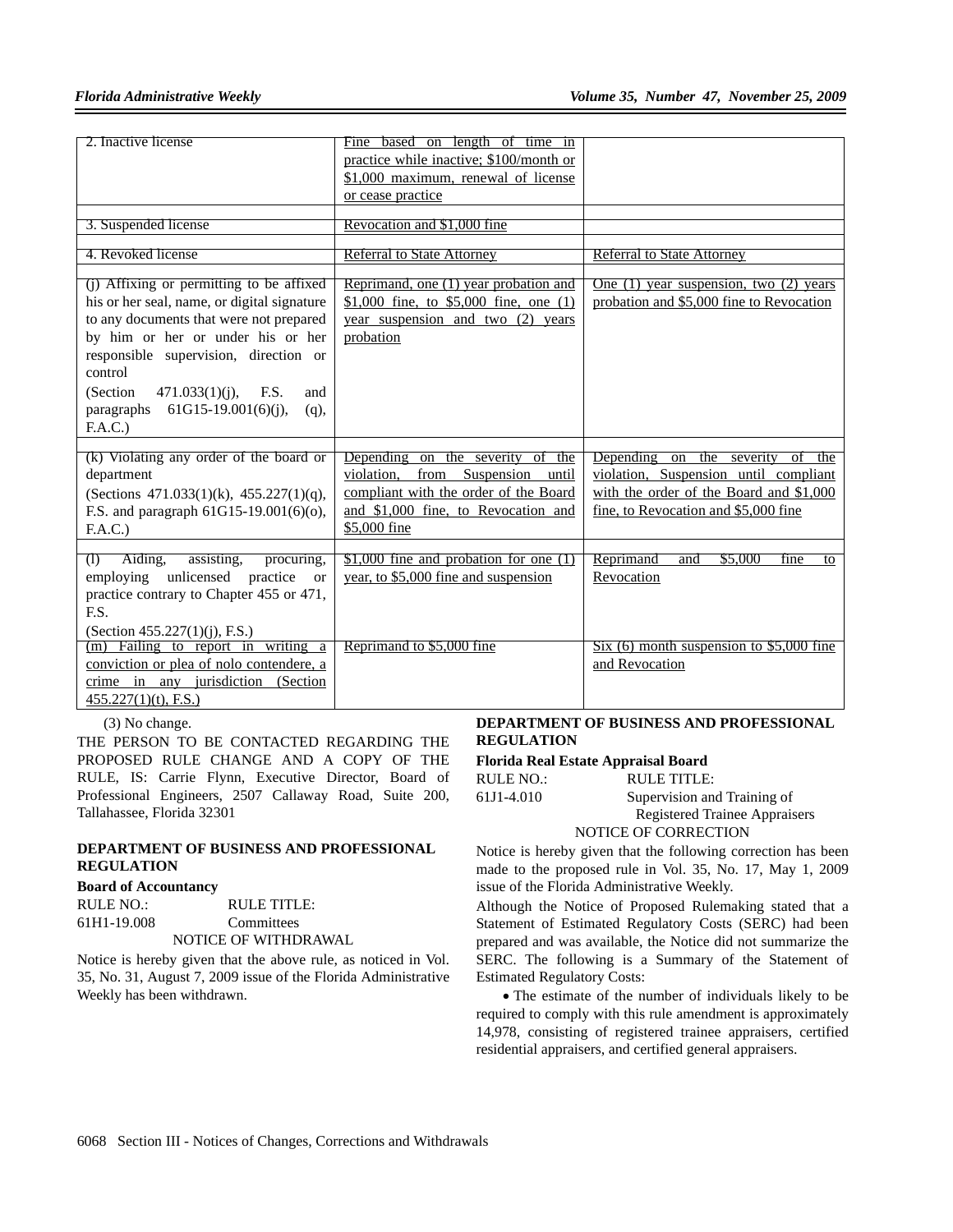| | | |
|---|---|---|
| 2. Inactive license | Fine based on length of time in practice while inactive; $100/month or $1,000 maximum, renewal of license or cease practice | |
| 3. Suspended license | Revocation and $1,000 fine | |
| 4. Revoked license | Referral to State Attorney | Referral to State Attorney |
| (j) Affixing or permitting to be affixed his or her seal, name, or digital signature to any documents that were not prepared by him or her or under his or her responsible supervision, direction or control (Section 471.033(1)(j), F.S. and paragraphs 61G15-19.001(6)(j), (q), F.A.C.) | Reprimand, one (1) year probation and $1,000 fine, to $5,000 fine, one (1) year suspension and two (2) years probation | One (1) year suspension, two (2) years probation and $5,000 fine to Revocation |
| (k) Violating any order of the board or department (Sections 471.033(1)(k), 455.227(1)(q), F.S. and paragraph 61G15-19.001(6)(o), F.A.C.) | Depending on the severity of the violation, from Suspension until compliant with the order of the Board and $1,000 fine, to Revocation and $5,000 fine | Depending on the severity of the violation, Suspension until compliant with the order of the Board and $1,000 fine, to Revocation and $5,000 fine |
| (l) Aiding, assisting, procuring, employing unlicensed practice or practice contrary to Chapter 455 or 471, F.S. (Section 455.227(1)(j), F.S.) | $1,000 fine and probation for one (1) year, to $5,000 fine and suspension | Reprimand and $5,000 fine to Revocation |
| (m) Failing to report in writing a conviction or plea of nolo contendere, a crime in any jurisdiction (Section 455.227(1)(t), F.S.) | Reprimand to $5,000 fine | Six (6) month suspension to $5,000 fine and Revocation |

(3) No change.

THE PERSON TO BE CONTACTED REGARDING THE PROPOSED RULE CHANGE AND A COPY OF THE RULE, IS: Carrie Flynn, Executive Director, Board of Professional Engineers, 2507 Callaway Road, Suite 200, Tallahassee, Florida 32301

**DEPARTMENT OF BUSINESS AND PROFESSIONAL REGULATION**

**Board of Accountancy**

RULE NO.: RULE TITLE:

61H1-19.008 Committees

NOTICE OF WITHDRAWAL

Notice is hereby given that the above rule, as noticed in Vol. 35, No. 31, August 7, 2009 issue of the Florida Administrative Weekly has been withdrawn.

**DEPARTMENT OF BUSINESS AND PROFESSIONAL REGULATION**

**Florida Real Estate Appraisal Board**

RULE NO.: RULE TITLE:

61J1-4.010 Supervision and Training of Registered Trainee Appraisers

NOTICE OF CORRECTION

Notice is hereby given that the following correction has been made to the proposed rule in Vol. 35, No. 17, May 1, 2009 issue of the Florida Administrative Weekly.

Although the Notice of Proposed Rulemaking stated that a Statement of Estimated Regulatory Costs (SERC) had been prepared and was available, the Notice did not summarize the SERC. The following is a Summary of the Statement of Estimated Regulatory Costs:

- The estimate of the number of individuals likely to be required to comply with this rule amendment is approximately 14,978, consisting of registered trainee appraisers, certified residential appraisers, and certified general appraisers.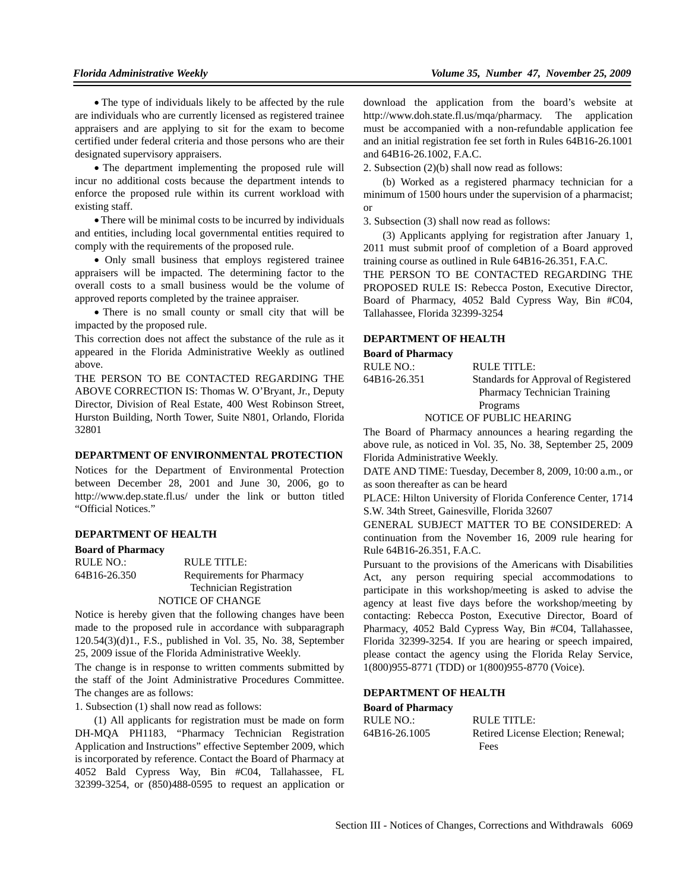- The type of individuals likely to be affected by the rule are individuals who are currently licensed as registered trainee appraisers and are applying to sit for the exam to become certified under federal criteria and those persons who are their designated supervisory appraisers.
- The department implementing the proposed rule will incur no additional costs because the department intends to enforce the proposed rule within its current workload with existing staff.
- There will be minimal costs to be incurred by individuals and entities, including local governmental entities required to comply with the requirements of the proposed rule.
- Only small business that employs registered trainee appraisers will be impacted. The determining factor to the overall costs to a small business would be the volume of approved reports completed by the trainee appraiser.
- There is no small county or small city that will be impacted by the proposed rule.

This correction does not affect the substance of the rule as it appeared in the Florida Administrative Weekly as outlined above.

THE PERSON TO BE CONTACTED REGARDING THE ABOVE CORRECTION IS: Thomas W. O'Bryant, Jr., Deputy Director, Division of Real Estate, 400 West Robinson Street, Hurston Building, North Tower, Suite N801, Orlando, Florida 32801

### DEPARTMENT OF ENVIRONMENTAL PROTECTION

Notices for the Department of Environmental Protection between December 28, 2001 and June 30, 2006, go to http://www.dep.state.fl.us/ under the link or button titled "Official Notices."

### DEPARTMENT OF HEALTH

**Board of Pharmacy**

| RULE NO.: | RULE TITLE: |
|---|---|
| 64B16-26.350 | Requirements for Pharmacy Technician Registration |

NOTICE OF CHANGE

Notice is hereby given that the following changes have been made to the proposed rule in accordance with subparagraph 120.54(3)(d)1., F.S., published in Vol. 35, No. 38, September 25, 2009 issue of the Florida Administrative Weekly.

The change is in response to written comments submitted by the staff of the Joint Administrative Procedures Committee. The changes are as follows:

1. Subsection (1) shall now read as follows:

(1) All applicants for registration must be made on form DH-MQA PH1183, "Pharmacy Technician Registration Application and Instructions" effective September 2009, which is incorporated by reference. Contact the Board of Pharmacy at 4052 Bald Cypress Way, Bin #C04, Tallahassee, FL 32399-3254, or (850)488-0595 to request an application or download the application from the board's website at http://www.doh.state.fl.us/mqa/pharmacy. The application must be accompanied with a non-refundable application fee and an initial registration fee set forth in Rules 64B16-26.1001 and 64B16-26.1002, F.A.C.

2. Subsection (2)(b) shall now read as follows:

(b) Worked as a registered pharmacy technician for a minimum of 1500 hours under the supervision of a pharmacist; or

3. Subsection (3) shall now read as follows:

(3) Applicants applying for registration after January 1, 2011 must submit proof of completion of a Board approved training course as outlined in Rule 64B16-26.351, F.A.C.

THE PERSON TO BE CONTACTED REGARDING THE PROPOSED RULE IS: Rebecca Poston, Executive Director, Board of Pharmacy, 4052 Bald Cypress Way, Bin #C04, Tallahassee, Florida 32399-3254

### DEPARTMENT OF HEALTH

**Board of Pharmacy**

| RULE NO.: | RULE TITLE: |
|---|---|
| 64B16-26.351 | Standards for Approval of Registered Pharmacy Technician Training Programs |

NOTICE OF PUBLIC HEARING

The Board of Pharmacy announces a hearing regarding the above rule, as noticed in Vol. 35, No. 38, September 25, 2009 Florida Administrative Weekly.

DATE AND TIME: Tuesday, December 8, 2009, 10:00 a.m., or as soon thereafter as can be heard

PLACE: Hilton University of Florida Conference Center, 1714 S.W. 34th Street, Gainesville, Florida 32607

GENERAL SUBJECT MATTER TO BE CONSIDERED: A continuation from the November 16, 2009 rule hearing for Rule 64B16-26.351, F.A.C.

Pursuant to the provisions of the Americans with Disabilities Act, any person requiring special accommodations to participate in this workshop/meeting is asked to advise the agency at least five days before the workshop/meeting by contacting: Rebecca Poston, Executive Director, Board of Pharmacy, 4052 Bald Cypress Way, Bin #C04, Tallahassee, Florida 32399-3254. If you are hearing or speech impaired, please contact the agency using the Florida Relay Service, 1(800)955-8771 (TDD) or 1(800)955-8770 (Voice).

### DEPARTMENT OF HEALTH

**Board of Pharmacy**

| RULE NO.: | RULE TITLE: |
|---|---|
| 64B16-26.1005 | Retired License Election; Renewal; Fees |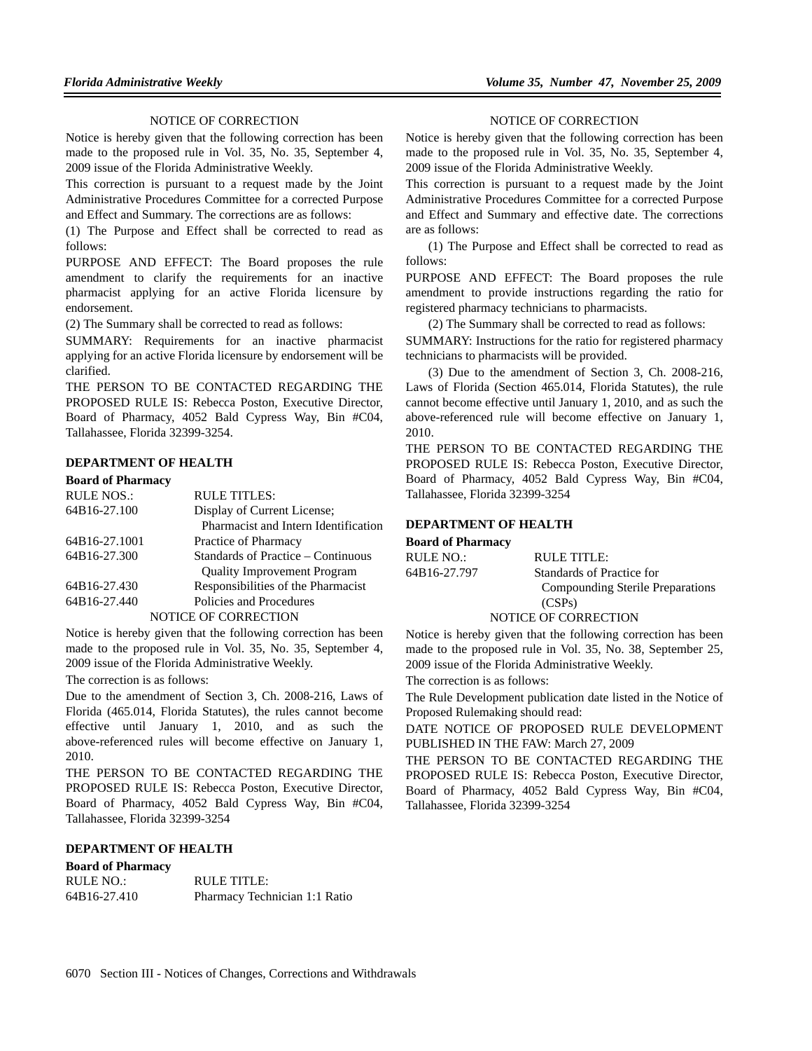NOTICE OF CORRECTION

Notice is hereby given that the following correction has been made to the proposed rule in Vol. 35, No. 35, September 4, 2009 issue of the Florida Administrative Weekly.

This correction is pursuant to a request made by the Joint Administrative Procedures Committee for a corrected Purpose and Effect and Summary. The corrections are as follows:

(1) The Purpose and Effect shall be corrected to read as follows:

PURPOSE AND EFFECT: The Board proposes the rule amendment to clarify the requirements for an inactive pharmacist applying for an active Florida licensure by endorsement.

(2) The Summary shall be corrected to read as follows:

SUMMARY: Requirements for an inactive pharmacist applying for an active Florida licensure by endorsement will be clarified.

THE PERSON TO BE CONTACTED REGARDING THE PROPOSED RULE IS: Rebecca Poston, Executive Director, Board of Pharmacy, 4052 Bald Cypress Way, Bin #C04, Tallahassee, Florida 32399-3254.

**DEPARTMENT OF HEALTH**

**Board of Pharmacy**

| RULE NOS.: | RULE TITLES: |
|---|---|
| 64B16-27.100 | Display of Current License; Pharmacist and Intern Identification |
| 64B16-27.1001 | Practice of Pharmacy |
| 64B16-27.300 | Standards of Practice – Continuous Quality Improvement Program |
| 64B16-27.430 | Responsibilities of the Pharmacist |
| 64B16-27.440 | Policies and Procedures |

NOTICE OF CORRECTION

Notice is hereby given that the following correction has been made to the proposed rule in Vol. 35, No. 35, September 4, 2009 issue of the Florida Administrative Weekly.

The correction is as follows:

Due to the amendment of Section 3, Ch. 2008-216, Laws of Florida (465.014, Florida Statutes), the rules cannot become effective until January 1, 2010, and as such the above-referenced rules will become effective on January 1, 2010.

THE PERSON TO BE CONTACTED REGARDING THE PROPOSED RULE IS: Rebecca Poston, Executive Director, Board of Pharmacy, 4052 Bald Cypress Way, Bin #C04, Tallahassee, Florida 32399-3254

**DEPARTMENT OF HEALTH**

**Board of Pharmacy**

| RULE NO.: | RULE TITLE: |
|---|---|
| 64B16-27.410 | Pharmacy Technician 1:1 Ratio |

NOTICE OF CORRECTION

Notice is hereby given that the following correction has been made to the proposed rule in Vol. 35, No. 35, September 4, 2009 issue of the Florida Administrative Weekly.

This correction is pursuant to a request made by the Joint Administrative Procedures Committee for a corrected Purpose and Effect and Summary and effective date. The corrections are as follows:

(1) The Purpose and Effect shall be corrected to read as follows:

PURPOSE AND EFFECT: The Board proposes the rule amendment to provide instructions regarding the ratio for registered pharmacy technicians to pharmacists.

(2) The Summary shall be corrected to read as follows:

SUMMARY: Instructions for the ratio for registered pharmacy technicians to pharmacists will be provided.

(3) Due to the amendment of Section 3, Ch. 2008-216, Laws of Florida (Section 465.014, Florida Statutes), the rule cannot become effective until January 1, 2010, and as such the above-referenced rule will become effective on January 1, 2010.

THE PERSON TO BE CONTACTED REGARDING THE PROPOSED RULE IS: Rebecca Poston, Executive Director, Board of Pharmacy, 4052 Bald Cypress Way, Bin #C04, Tallahassee, Florida 32399-3254

**DEPARTMENT OF HEALTH**

**Board of Pharmacy**

| RULE NO.: | RULE TITLE: |
|---|---|
| 64B16-27.797 | Standards of Practice for Compounding Sterile Preparations (CSPs) |

NOTICE OF CORRECTION

Notice is hereby given that the following correction has been made to the proposed rule in Vol. 35, No. 38, September 25, 2009 issue of the Florida Administrative Weekly.

The correction is as follows:

The Rule Development publication date listed in the Notice of Proposed Rulemaking should read:

DATE NOTICE OF PROPOSED RULE DEVELOPMENT PUBLISHED IN THE FAW: March 27, 2009

THE PERSON TO BE CONTACTED REGARDING THE PROPOSED RULE IS: Rebecca Poston, Executive Director, Board of Pharmacy, 4052 Bald Cypress Way, Bin #C04, Tallahassee, Florida 32399-3254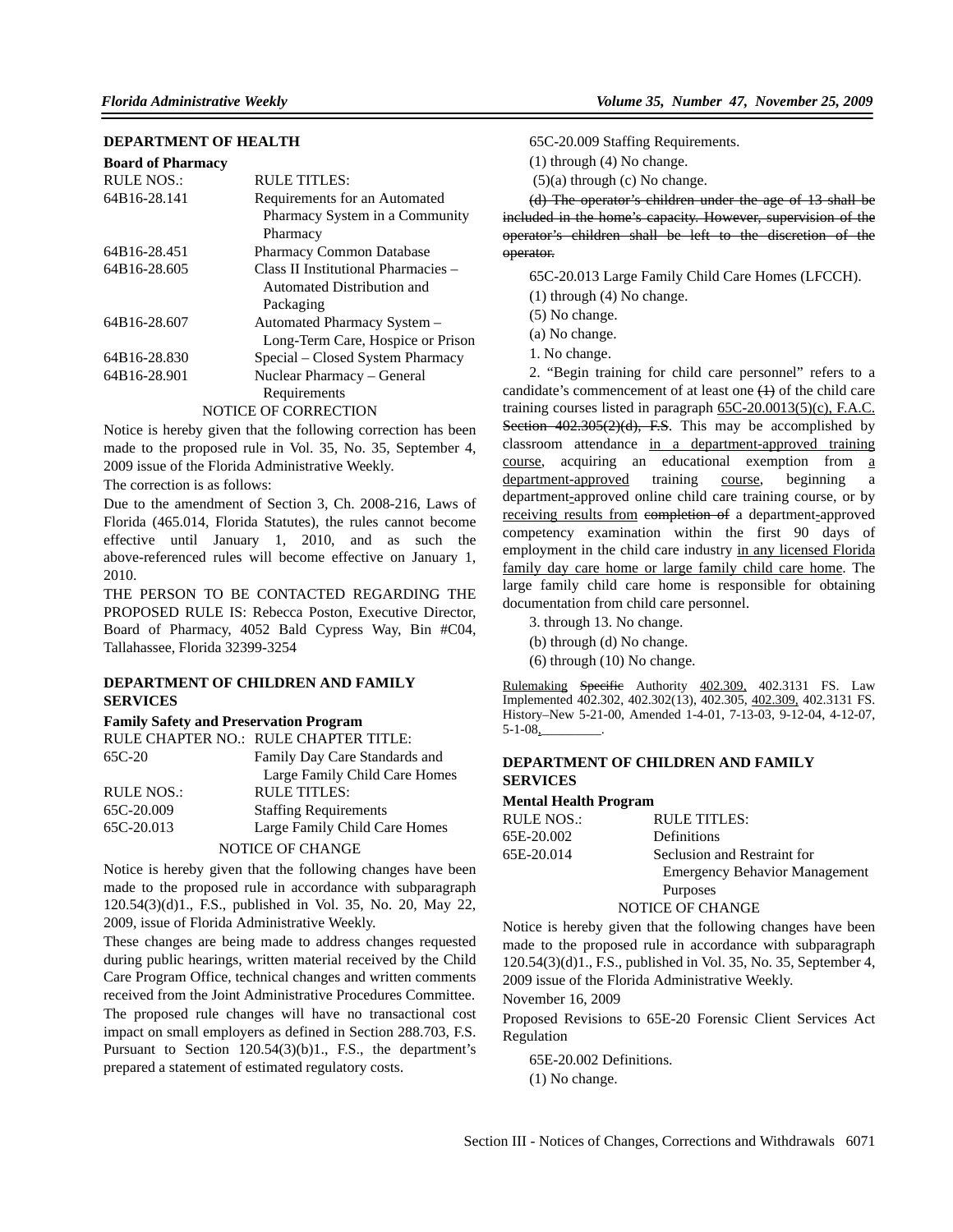## DEPARTMENT OF HEALTH

**Board of Pharmacy**

| RULE NOS.: | RULE TITLES: |
|---|---|
| 64B16-28.141 | Requirements for an Automated Pharmacy System in a Community Pharmacy |
| 64B16-28.451 | Pharmacy Common Database |
| 64B16-28.605 | Class II Institutional Pharmacies – Automated Distribution and Packaging |
| 64B16-28.607 | Automated Pharmacy System – Long-Term Care, Hospice or Prison |
| 64B16-28.830 | Special – Closed System Pharmacy |
| 64B16-28.901 | Nuclear Pharmacy – General Requirements |

NOTICE OF CORRECTION

Notice is hereby given that the following correction has been made to the proposed rule in Vol. 35, No. 35, September 4, 2009 issue of the Florida Administrative Weekly.

The correction is as follows:

Due to the amendment of Section 3, Ch. 2008-216, Laws of Florida (465.014, Florida Statutes), the rules cannot become effective until January 1, 2010, and as such the above-referenced rules will become effective on January 1, 2010.

THE PERSON TO BE CONTACTED REGARDING THE PROPOSED RULE IS: Rebecca Poston, Executive Director, Board of Pharmacy, 4052 Bald Cypress Way, Bin #C04, Tallahassee, Florida 32399-3254

## DEPARTMENT OF CHILDREN AND FAMILY SERVICES

**Family Safety and Preservation Program**

| RULE CHAPTER NO.: | RULE CHAPTER TITLE: |
|---|---|
| 65C-20 | Family Day Care Standards and Large Family Child Care Homes |
| RULE NOS.: | RULE TITLES: |
| 65C-20.009 | Staffing Requirements |
| 65C-20.013 | Large Family Child Care Homes |

NOTICE OF CHANGE

Notice is hereby given that the following changes have been made to the proposed rule in accordance with subparagraph 120.54(3)(d)1., F.S., published in Vol. 35, No. 20, May 22, 2009, issue of Florida Administrative Weekly.

These changes are being made to address changes requested during public hearings, written material received by the Child Care Program Office, technical changes and written comments received from the Joint Administrative Procedures Committee.

The proposed rule changes will have no transactional cost impact on small employers as defined in Section 288.703, F.S. Pursuant to Section 120.54(3)(b)1., F.S., the department's prepared a statement of estimated regulatory costs.

65C-20.009 Staffing Requirements.

(1) through (4) No change.

(5)(a) through (c) No change.

~~(d) The operator's children under the age of 13 shall be included in the home's capacity. However, supervision of the operator's children shall be left to the discretion of the operator.~~

65C-20.013 Large Family Child Care Homes (LFCCH).

(1) through (4) No change.

(5) No change.

(a) No change.

1. No change.

2. "Begin training for child care personnel" refers to a candidate's commencement of at least one ~~(1)~~ of the child care training courses listed in paragraph 65C-20.0013(5)(c), F.A.C. ~~Section 402.305(2)(d), F.S~~. This may be accomplished by classroom attendance in a department-approved training course, acquiring an educational exemption from a department-approved training course, beginning a department-approved online child care training course, or by receiving results from ~~completion of~~ a department-approved competency examination within the first 90 days of employment in the child care industry in any licensed Florida family day care home or large family child care home. The large family child care home is responsible for obtaining documentation from child care personnel.

3. through 13. No change.

(b) through (d) No change.

(6) through (10) No change.

Rulemaking ~~Specific~~ Authority 402.309, 402.3131 FS. Law Implemented 402.302, 402.302(13), 402.305, 402.309, 402.3131 FS. History–New 5-21-00, Amended 1-4-01, 7-13-03, 9-12-04, 4-12-07, 5-1-08,\_\_\_\_\_\_\_\_\_.

## DEPARTMENT OF CHILDREN AND FAMILY SERVICES

**Mental Health Program**

| RULE NOS.: | RULE TITLES: |
|---|---|
| 65E-20.002 | Definitions |
| 65E-20.014 | Seclusion and Restraint for Emergency Behavior Management Purposes |

NOTICE OF CHANGE

Notice is hereby given that the following changes have been made to the proposed rule in accordance with subparagraph 120.54(3)(d)1., F.S., published in Vol. 35, No. 35, September 4, 2009 issue of the Florida Administrative Weekly.

November 16, 2009

Proposed Revisions to 65E-20 Forensic Client Services Act Regulation

65E-20.002 Definitions.

(1) No change.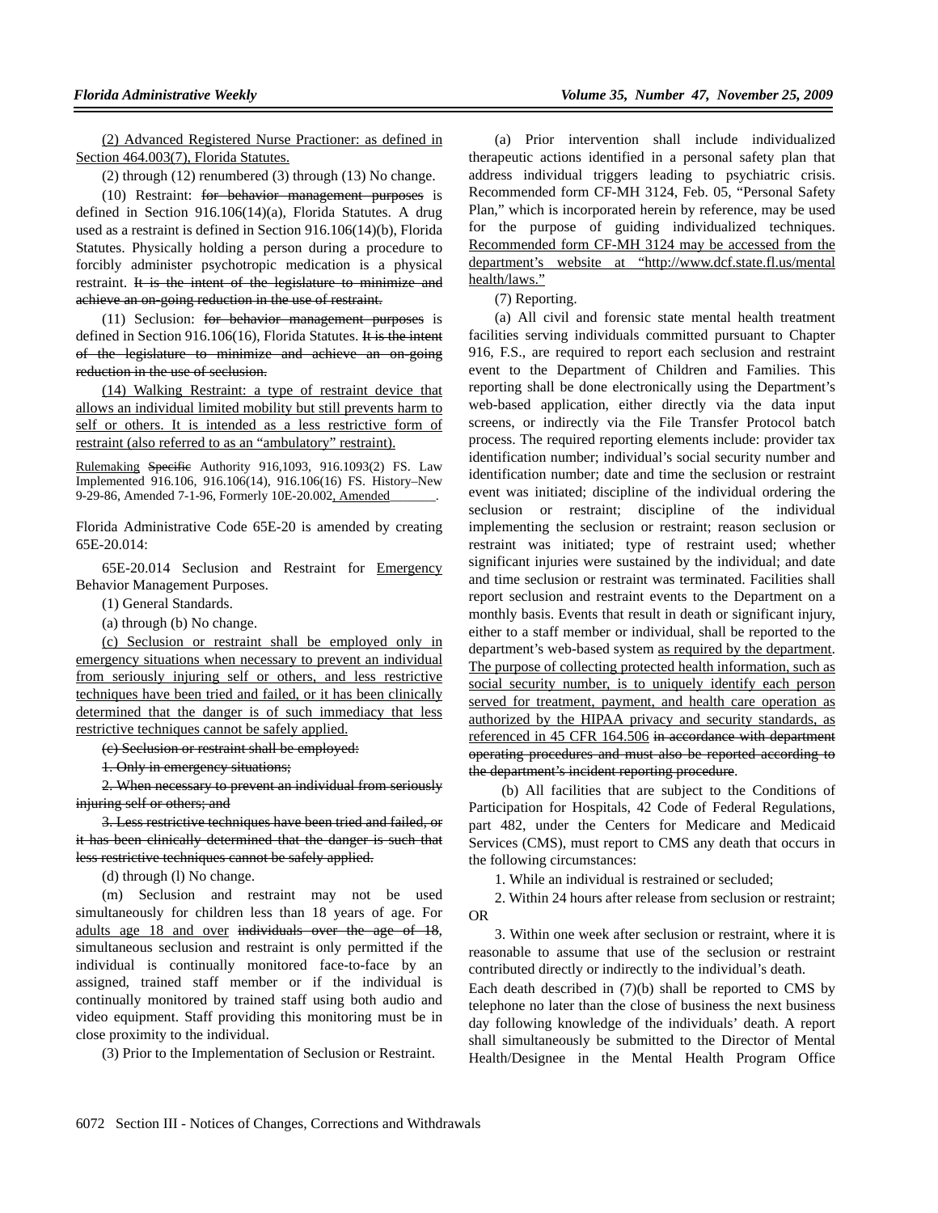(2) Advanced Registered Nurse Practioner: as defined in Section 464.003(7), Florida Statutes.

(2) through (12) renumbered (3) through (13) No change.

(10) Restraint: ~~for behavior management purposes~~ is defined in Section 916.106(14)(a), Florida Statutes. A drug used as a restraint is defined in Section 916.106(14)(b), Florida Statutes. Physically holding a person during a procedure to forcibly administer psychotropic medication is a physical restraint. ~~It is the intent of the legislature to minimize and achieve an on-going reduction in the use of restraint.~~

(11) Seclusion: ~~for behavior management purposes~~ is defined in Section 916.106(16), Florida Statutes. ~~It is the intent of the legislature to minimize and achieve an on-going reduction in the use of seclusion.~~

(14) Walking Restraint: a type of restraint device that allows an individual limited mobility but still prevents harm to self or others. It is intended as a less restrictive form of restraint (also referred to as an "ambulatory" restraint).

Rulemaking ~~Specific~~ Authority 916,1093, 916.1093(2) FS. Law Implemented 916.106, 916.106(14), 916.106(16) FS. History–New 9-29-86, Amended 7-1-96, Formerly 10E-20.002, Amended________.

Florida Administrative Code 65E-20 is amended by creating 65E-20.014:

65E-20.014 Seclusion and Restraint for Emergency Behavior Management Purposes.

(1) General Standards.

(a) through (b) No change.

(c) Seclusion or restraint shall be employed only in emergency situations when necessary to prevent an individual from seriously injuring self or others, and less restrictive techniques have been tried and failed, or it has been clinically determined that the danger is of such immediacy that less restrictive techniques cannot be safely applied.

~~(c) Seclusion or restraint shall be employed:~~

~~1. Only in emergency situations;~~

~~2. When necessary to prevent an individual from seriously injuring self or others; and~~

~~3. Less restrictive techniques have been tried and failed, or it has been clinically determined that the danger is such that less restrictive techniques cannot be safely applied.~~

(d) through (l) No change.

(m) Seclusion and restraint may not be used simultaneously for children less than 18 years of age. For adults age 18 and over ~~individuals over the age of 18~~, simultaneous seclusion and restraint is only permitted if the individual is continually monitored face-to-face by an assigned, trained staff member or if the individual is continually monitored by trained staff using both audio and video equipment. Staff providing this monitoring must be in close proximity to the individual.

(3) Prior to the Implementation of Seclusion or Restraint.

(a) Prior intervention shall include individualized therapeutic actions identified in a personal safety plan that address individual triggers leading to psychiatric crisis. Recommended form CF-MH 3124, Feb. 05, "Personal Safety Plan," which is incorporated herein by reference, may be used for the purpose of guiding individualized techniques. Recommended form CF-MH 3124 may be accessed from the department's website at "http://www.dcf.state.fl.us/mentalhealth/laws."

(7) Reporting.

(a) All civil and forensic state mental health treatment facilities serving individuals committed pursuant to Chapter 916, F.S., are required to report each seclusion and restraint event to the Department of Children and Families. This reporting shall be done electronically using the Department's web-based application, either directly via the data input screens, or indirectly via the File Transfer Protocol batch process. The required reporting elements include: provider tax identification number; individual's social security number and identification number; date and time the seclusion or restraint event was initiated; discipline of the individual ordering the seclusion or restraint; discipline of the individual implementing the seclusion or restraint; reason seclusion or restraint was initiated; type of restraint used; whether significant injuries were sustained by the individual; and date and time seclusion or restraint was terminated. Facilities shall report seclusion and restraint events to the Department on a monthly basis. Events that result in death or significant injury, either to a staff member or individual, shall be reported to the department's web-based system as required by the department. The purpose of collecting protected health information, such as social security number, is to uniquely identify each person served for treatment, payment, and health care operation as authorized by the HIPAA privacy and security standards, as referenced in 45 CFR 164.506 ~~in accordance with department operating procedures and must also be reported according to the department's incident reporting procedure~~.

(b) All facilities that are subject to the Conditions of Participation for Hospitals, 42 Code of Federal Regulations, part 482, under the Centers for Medicare and Medicaid Services (CMS), must report to CMS any death that occurs in the following circumstances:

1. While an individual is restrained or secluded;

2. Within 24 hours after release from seclusion or restraint; OR

3. Within one week after seclusion or restraint, where it is reasonable to assume that use of the seclusion or restraint contributed directly or indirectly to the individual's death.

Each death described in (7)(b) shall be reported to CMS by telephone no later than the close of business the next business day following knowledge of the individuals' death. A report shall simultaneously be submitted to the Director of Mental Health/Designee in the Mental Health Program Office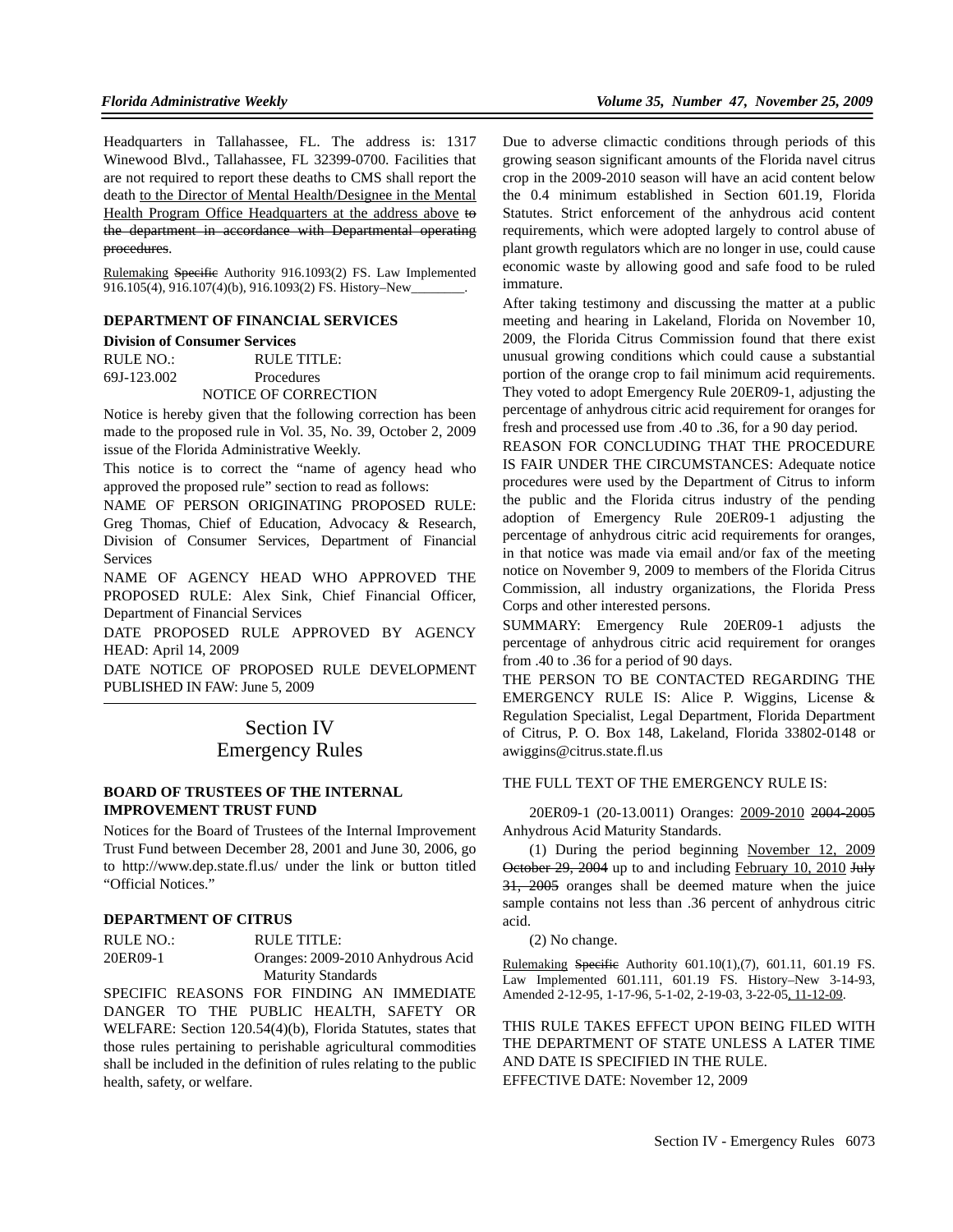Headquarters in Tallahassee, FL. The address is: 1317 Winewood Blvd., Tallahassee, FL 32399-0700. Facilities that are not required to report these deaths to CMS shall report the death to the Director of Mental Health/Designee in the Mental Health Program Office Headquarters at the address above ~~to the department in accordance with Departmental operating procedures~~.

Rulemaking ~~Specific~~ Authority 916.1093(2) FS. Law Implemented 916.105(4), 916.107(4)(b), 916.1093(2) FS. History–New________.

**DEPARTMENT OF FINANCIAL SERVICES**

**Division of Consumer Services**

RULE NO.: 69J-123.002
RULE TITLE: Procedures

NOTICE OF CORRECTION

Notice is hereby given that the following correction has been made to the proposed rule in Vol. 35, No. 39, October 2, 2009 issue of the Florida Administrative Weekly.

This notice is to correct the "name of agency head who approved the proposed rule" section to read as follows:

NAME OF PERSON ORIGINATING PROPOSED RULE: Greg Thomas, Chief of Education, Advocacy & Research, Division of Consumer Services, Department of Financial Services

NAME OF AGENCY HEAD WHO APPROVED THE PROPOSED RULE: Alex Sink, Chief Financial Officer, Department of Financial Services

DATE PROPOSED RULE APPROVED BY AGENCY HEAD: April 14, 2009

DATE NOTICE OF PROPOSED RULE DEVELOPMENT PUBLISHED IN FAW: June 5, 2009

# Section IV Emergency Rules

**BOARD OF TRUSTEES OF THE INTERNAL IMPROVEMENT TRUST FUND**

Notices for the Board of Trustees of the Internal Improvement Trust Fund between December 28, 2001 and June 30, 2006, go to http://www.dep.state.fl.us/ under the link or button titled "Official Notices."

**DEPARTMENT OF CITRUS**

RULE NO.: 20ER09-1
RULE TITLE: Oranges: 2009-2010 Anhydrous Acid Maturity Standards

SPECIFIC REASONS FOR FINDING AN IMMEDIATE DANGER TO THE PUBLIC HEALTH, SAFETY OR WELFARE: Section 120.54(4)(b), Florida Statutes, states that those rules pertaining to perishable agricultural commodities shall be included in the definition of rules relating to the public health, safety, or welfare.

Due to adverse climactic conditions through periods of this growing season significant amounts of the Florida navel citrus crop in the 2009-2010 season will have an acid content below the 0.4 minimum established in Section 601.19, Florida Statutes. Strict enforcement of the anhydrous acid content requirements, which were adopted largely to control abuse of plant growth regulators which are no longer in use, could cause economic waste by allowing good and safe food to be ruled immature.

After taking testimony and discussing the matter at a public meeting and hearing in Lakeland, Florida on November 10, 2009, the Florida Citrus Commission found that there exist unusual growing conditions which could cause a substantial portion of the orange crop to fail minimum acid requirements. They voted to adopt Emergency Rule 20ER09-1, adjusting the percentage of anhydrous citric acid requirement for oranges for fresh and processed use from .40 to .36, for a 90 day period.

REASON FOR CONCLUDING THAT THE PROCEDURE IS FAIR UNDER THE CIRCUMSTANCES: Adequate notice procedures were used by the Department of Citrus to inform the public and the Florida citrus industry of the pending adoption of Emergency Rule 20ER09-1 adjusting the percentage of anhydrous citric acid requirements for oranges, in that notice was made via email and/or fax of the meeting notice on November 9, 2009 to members of the Florida Citrus Commission, all industry organizations, the Florida Press Corps and other interested persons.

SUMMARY: Emergency Rule 20ER09-1 adjusts the percentage of anhydrous citric acid requirement for oranges from .40 to .36 for a period of 90 days.

THE PERSON TO BE CONTACTED REGARDING THE EMERGENCY RULE IS: Alice P. Wiggins, License & Regulation Specialist, Legal Department, Florida Department of Citrus, P. O. Box 148, Lakeland, Florida 33802-0148 or awiggins@citrus.state.fl.us

THE FULL TEXT OF THE EMERGENCY RULE IS:

20ER09-1 (20-13.0011) Oranges: 2009-2010 ~~2004-2005~~ Anhydrous Acid Maturity Standards.

(1) During the period beginning November 12, 2009 ~~October 29, 2004~~ up to and including February 10, 2010 ~~July 31, 2005~~ oranges shall be deemed mature when the juice sample contains not less than .36 percent of anhydrous citric acid.

(2) No change.

Rulemaking ~~Specific~~ Authority 601.10(1),(7), 601.11, 601.19 FS. Law Implemented 601.111, 601.19 FS. History–New 3-14-93, Amended 2-12-95, 1-17-96, 5-1-02, 2-19-03, 3-22-05, 11-12-09.

THIS RULE TAKES EFFECT UPON BEING FILED WITH THE DEPARTMENT OF STATE UNLESS A LATER TIME AND DATE IS SPECIFIED IN THE RULE.

EFFECTIVE DATE: November 12, 2009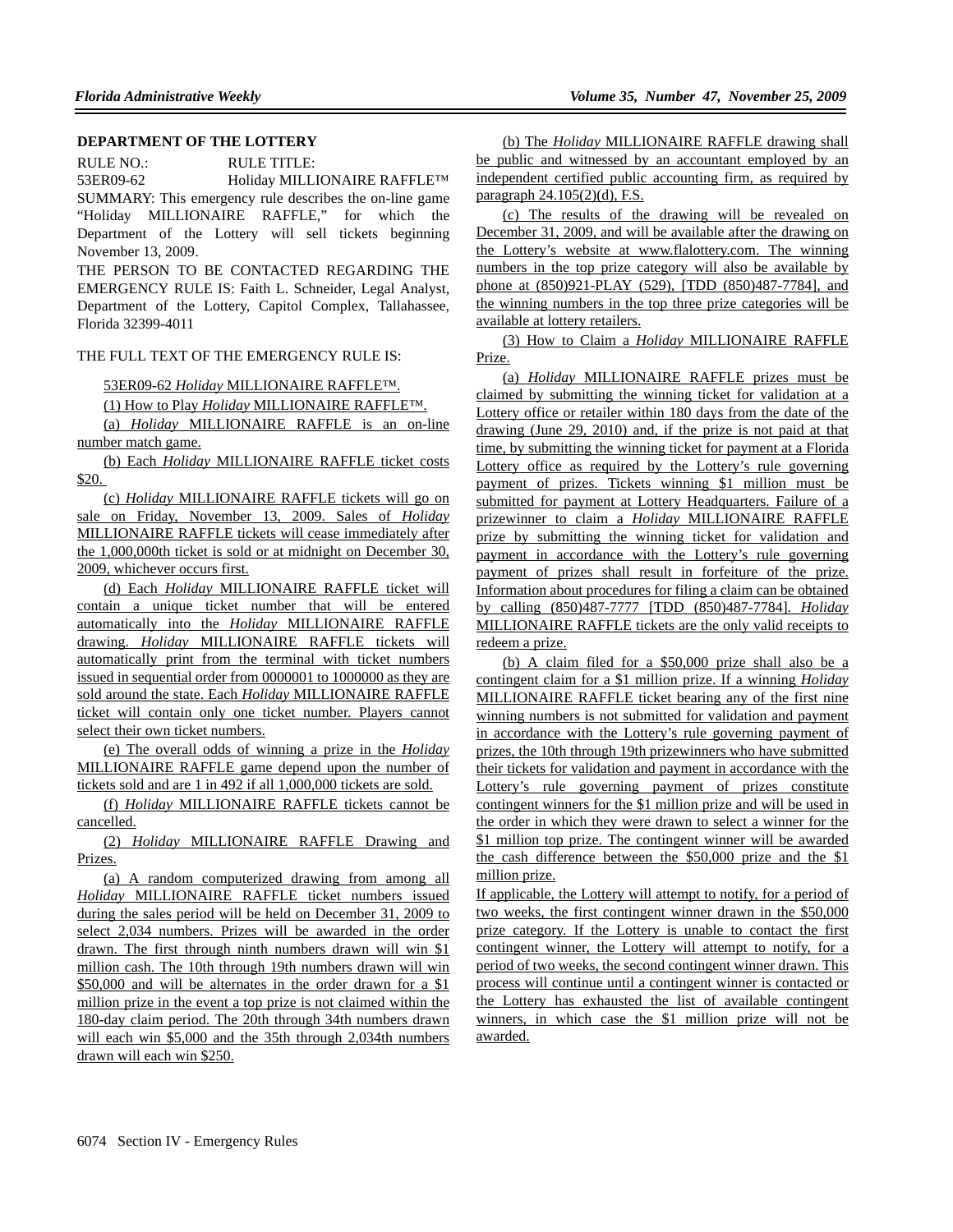**DEPARTMENT OF THE LOTTERY**

RULE NO.: RULE TITLE:
53ER09-62 Holiday MILLIONAIRE RAFFLE™

SUMMARY: This emergency rule describes the on-line game "Holiday MILLIONAIRE RAFFLE," for which the Department of the Lottery will sell tickets beginning November 13, 2009.

THE PERSON TO BE CONTACTED REGARDING THE EMERGENCY RULE IS: Faith L. Schneider, Legal Analyst, Department of the Lottery, Capitol Complex, Tallahassee, Florida 32399-4011

THE FULL TEXT OF THE EMERGENCY RULE IS:

53ER09-62 *Holiday* MILLIONAIRE RAFFLE™.

(1) How to Play *Holiday* MILLIONAIRE RAFFLE™.

(a) *Holiday* MILLIONAIRE RAFFLE is an on-line number match game.

(b) Each *Holiday* MILLIONAIRE RAFFLE ticket costs $20.

(c) *Holiday* MILLIONAIRE RAFFLE tickets will go on sale on Friday, November 13, 2009. Sales of *Holiday* MILLIONAIRE RAFFLE tickets will cease immediately after the 1,000,000th ticket is sold or at midnight on December 30, 2009, whichever occurs first.

(d) Each *Holiday* MILLIONAIRE RAFFLE ticket will contain a unique ticket number that will be entered automatically into the *Holiday* MILLIONAIRE RAFFLE drawing. *Holiday* MILLIONAIRE RAFFLE tickets will automatically print from the terminal with ticket numbers issued in sequential order from 0000001 to 1000000 as they are sold around the state. Each *Holiday* MILLIONAIRE RAFFLE ticket will contain only one ticket number. Players cannot select their own ticket numbers.

(e) The overall odds of winning a prize in the *Holiday* MILLIONAIRE RAFFLE game depend upon the number of tickets sold and are 1 in 492 if all 1,000,000 tickets are sold.

(f) *Holiday* MILLIONAIRE RAFFLE tickets cannot be cancelled.

(2) *Holiday* MILLIONAIRE RAFFLE Drawing and Prizes.

(a) A random computerized drawing from among all *Holiday* MILLIONAIRE RAFFLE ticket numbers issued during the sales period will be held on December 31, 2009 to select 2,034 numbers. Prizes will be awarded in the order drawn. The first through ninth numbers drawn will win $1 million cash. The 10th through 19th numbers drawn will win $50,000 and will be alternates in the order drawn for a $1 million prize in the event a top prize is not claimed within the 180-day claim period. The 20th through 34th numbers drawn will each win $5,000 and the 35th through 2,034th numbers drawn will each win $250.

(b) The *Holiday* MILLIONAIRE RAFFLE drawing shall be public and witnessed by an accountant employed by an independent certified public accounting firm, as required by paragraph 24.105(2)(d), F.S.

(c) The results of the drawing will be revealed on December 31, 2009, and will be available after the drawing on the Lottery's website at www.flalottery.com. The winning numbers in the top prize category will also be available by phone at (850)921-PLAY (529), [TDD (850)487-7784], and the winning numbers in the top three prize categories will be available at lottery retailers.

(3) How to Claim a *Holiday* MILLIONAIRE RAFFLE Prize.

(a) *Holiday* MILLIONAIRE RAFFLE prizes must be claimed by submitting the winning ticket for validation at a Lottery office or retailer within 180 days from the date of the drawing (June 29, 2010) and, if the prize is not paid at that time, by submitting the winning ticket for payment at a Florida Lottery office as required by the Lottery's rule governing payment of prizes. Tickets winning $1 million must be submitted for payment at Lottery Headquarters. Failure of a prizewinner to claim a *Holiday* MILLIONAIRE RAFFLE prize by submitting the winning ticket for validation and payment in accordance with the Lottery's rule governing payment of prizes shall result in forfeiture of the prize. Information about procedures for filing a claim can be obtained by calling (850)487-7777 [TDD (850)487-7784]. *Holiday* MILLIONAIRE RAFFLE tickets are the only valid receipts to redeem a prize.

(b) A claim filed for a $50,000 prize shall also be a contingent claim for a $1 million prize. If a winning *Holiday* MILLIONAIRE RAFFLE ticket bearing any of the first nine winning numbers is not submitted for validation and payment in accordance with the Lottery's rule governing payment of prizes, the 10th through 19th prizewinners who have submitted their tickets for validation and payment in accordance with the Lottery's rule governing payment of prizes constitute contingent winners for the $1 million prize and will be used in the order in which they were drawn to select a winner for the $1 million top prize. The contingent winner will be awarded the cash difference between the $50,000 prize and the $1 million prize.

If applicable, the Lottery will attempt to notify, for a period of two weeks, the first contingent winner drawn in the $50,000 prize category. If the Lottery is unable to contact the first contingent winner, the Lottery will attempt to notify, for a period of two weeks, the second contingent winner drawn. This process will continue until a contingent winner is contacted or the Lottery has exhausted the list of available contingent winners, in which case the $1 million prize will not be awarded.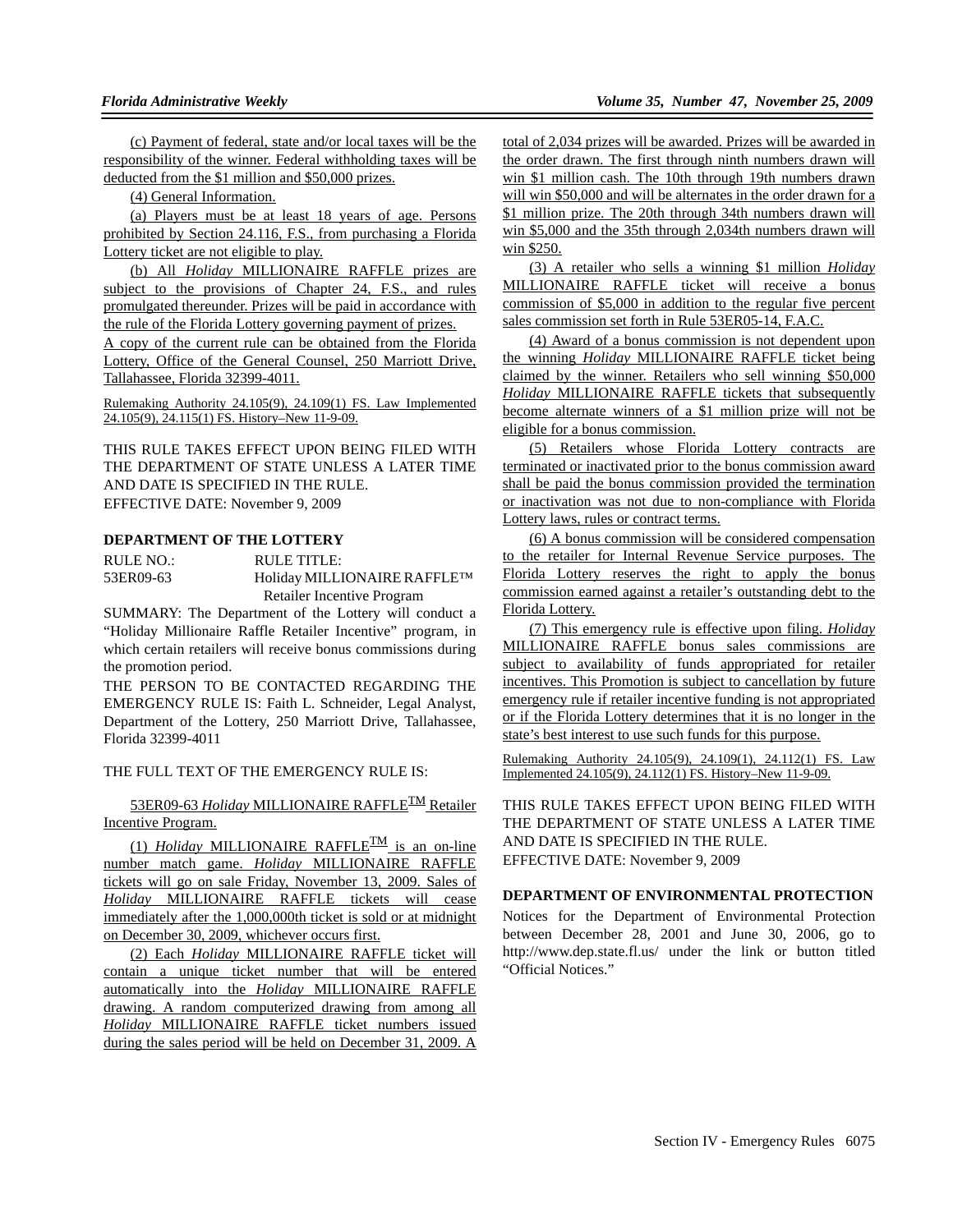(c) Payment of federal, state and/or local taxes will be the responsibility of the winner. Federal withholding taxes will be deducted from the $1 million and $50,000 prizes.

(4) General Information.

(a) Players must be at least 18 years of age. Persons prohibited by Section 24.116, F.S., from purchasing a Florida Lottery ticket are not eligible to play.

(b) All *Holiday* MILLIONAIRE RAFFLE prizes are subject to the provisions of Chapter 24, F.S., and rules promulgated thereunder. Prizes will be paid in accordance with the rule of the Florida Lottery governing payment of prizes.

A copy of the current rule can be obtained from the Florida Lottery, Office of the General Counsel, 250 Marriott Drive, Tallahassee, Florida 32399-4011.

Rulemaking Authority 24.105(9), 24.109(1) FS. Law Implemented 24.105(9), 24.115(1) FS. History–New 11-9-09.

THIS RULE TAKES EFFECT UPON BEING FILED WITH THE DEPARTMENT OF STATE UNLESS A LATER TIME AND DATE IS SPECIFIED IN THE RULE.
EFFECTIVE DATE: November 9, 2009

**DEPARTMENT OF THE LOTTERY**

| RULE NO.: | RULE TITLE: |
|---|---|
| 53ER09-63 | Holiday MILLIONAIRE RAFFLE™ Retailer Incentive Program |

SUMMARY: The Department of the Lottery will conduct a "Holiday Millionaire Raffle Retailer Incentive" program, in which certain retailers will receive bonus commissions during the promotion period.

THE PERSON TO BE CONTACTED REGARDING THE EMERGENCY RULE IS: Faith L. Schneider, Legal Analyst, Department of the Lottery, 250 Marriott Drive, Tallahassee, Florida 32399-4011

THE FULL TEXT OF THE EMERGENCY RULE IS:

53ER09-63 *Holiday* MILLIONAIRE RAFFLE™ Retailer Incentive Program.

(1) *Holiday* MILLIONAIRE RAFFLE™ is an on-line number match game. *Holiday* MILLIONAIRE RAFFLE tickets will go on sale Friday, November 13, 2009. Sales of *Holiday* MILLIONAIRE RAFFLE tickets will cease immediately after the 1,000,000th ticket is sold or at midnight on December 30, 2009, whichever occurs first.

(2) Each *Holiday* MILLIONAIRE RAFFLE ticket will contain a unique ticket number that will be entered automatically into the *Holiday* MILLIONAIRE RAFFLE drawing. A random computerized drawing from among all *Holiday* MILLIONAIRE RAFFLE ticket numbers issued during the sales period will be held on December 31, 2009. A total of 2,034 prizes will be awarded. Prizes will be awarded in the order drawn. The first through ninth numbers drawn will win $1 million cash. The 10th through 19th numbers drawn will win $50,000 and will be alternates in the order drawn for a $1 million prize. The 20th through 34th numbers drawn will win $5,000 and the 35th through 2,034th numbers drawn will win $250.

(3) A retailer who sells a winning $1 million *Holiday* MILLIONAIRE RAFFLE ticket will receive a bonus commission of $5,000 in addition to the regular five percent sales commission set forth in Rule 53ER05-14, F.A.C.

(4) Award of a bonus commission is not dependent upon the winning *Holiday* MILLIONAIRE RAFFLE ticket being claimed by the winner. Retailers who sell winning $50,000 *Holiday* MILLIONAIRE RAFFLE tickets that subsequently become alternate winners of a $1 million prize will not be eligible for a bonus commission.

(5) Retailers whose Florida Lottery contracts are terminated or inactivated prior to the bonus commission award shall be paid the bonus commission provided the termination or inactivation was not due to non-compliance with Florida Lottery laws, rules or contract terms.

(6) A bonus commission will be considered compensation to the retailer for Internal Revenue Service purposes. The Florida Lottery reserves the right to apply the bonus commission earned against a retailer's outstanding debt to the Florida Lottery.

(7) This emergency rule is effective upon filing. *Holiday* MILLIONAIRE RAFFLE bonus sales commissions are subject to availability of funds appropriated for retailer incentives. This Promotion is subject to cancellation by future emergency rule if retailer incentive funding is not appropriated or if the Florida Lottery determines that it is no longer in the state's best interest to use such funds for this purpose.

Rulemaking Authority 24.105(9), 24.109(1), 24.112(1) FS. Law Implemented 24.105(9), 24.112(1) FS. History–New 11-9-09.

THIS RULE TAKES EFFECT UPON BEING FILED WITH THE DEPARTMENT OF STATE UNLESS A LATER TIME AND DATE IS SPECIFIED IN THE RULE.
EFFECTIVE DATE: November 9, 2009

**DEPARTMENT OF ENVIRONMENTAL PROTECTION**

Notices for the Department of Environmental Protection between December 28, 2001 and June 30, 2006, go to http://www.dep.state.fl.us/ under the link or button titled "Official Notices."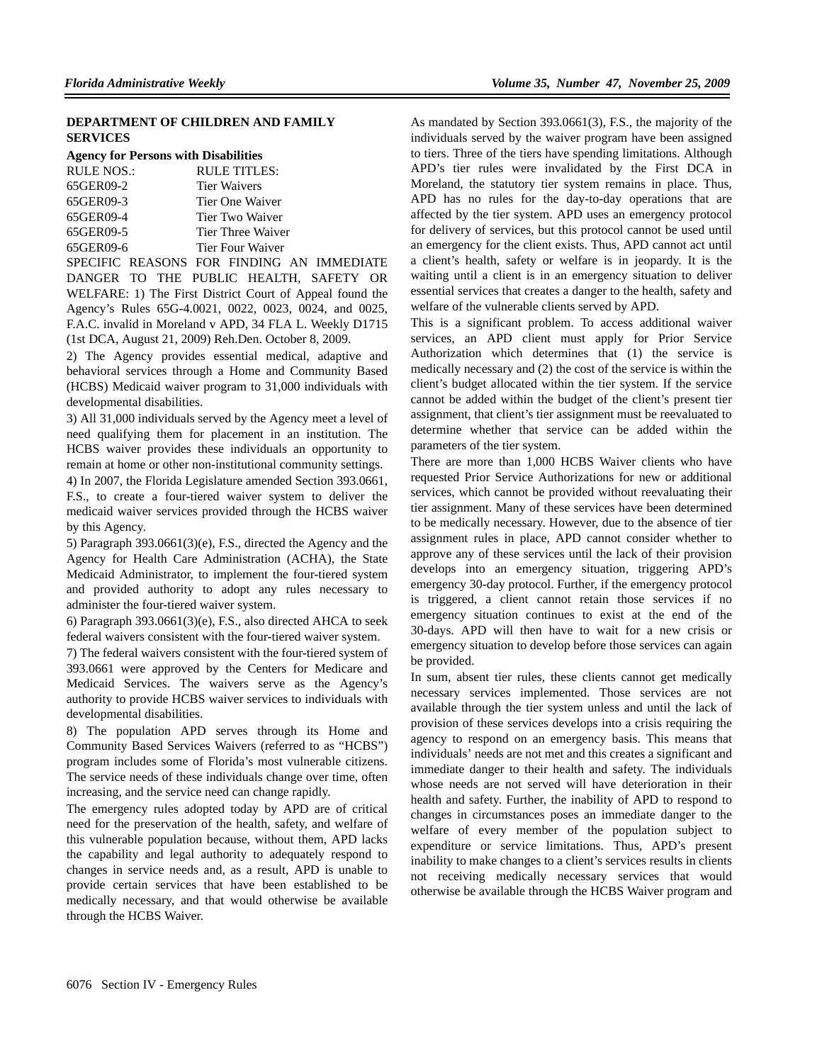**DEPARTMENT OF CHILDREN AND FAMILY SERVICES**

**Agency for Persons with Disabilities**

| RULE NOS.: | RULE TITLES: |
|---|---|
| 65GER09-2 | Tier Waivers |
| 65GER09-3 | Tier One Waiver |
| 65GER09-4 | Tier Two Waiver |
| 65GER09-5 | Tier Three Waiver |
| 65GER09-6 | Tier Four Waiver |

SPECIFIC REASONS FOR FINDING AN IMMEDIATE DANGER TO THE PUBLIC HEALTH, SAFETY OR WELFARE: 1) The First District Court of Appeal found the Agency's Rules 65G-4.0021, 0022, 0023, 0024, and 0025, F.A.C. invalid in Moreland v APD, 34 FLA L. Weekly D1715 (1st DCA, August 21, 2009) Reh.Den. October 8, 2009.

2) The Agency provides essential medical, adaptive and behavioral services through a Home and Community Based (HCBS) Medicaid waiver program to 31,000 individuals with developmental disabilities.

3) All 31,000 individuals served by the Agency meet a level of need qualifying them for placement in an institution. The HCBS waiver provides these individuals an opportunity to remain at home or other non-institutional community settings.

4) In 2007, the Florida Legislature amended Section 393.0661, F.S., to create a four-tiered waiver system to deliver the medicaid waiver services provided through the HCBS waiver by this Agency.

5) Paragraph 393.0661(3)(e), F.S., directed the Agency and the Agency for Health Care Administration (ACHA), the State Medicaid Administrator, to implement the four-tiered system and provided authority to adopt any rules necessary to administer the four-tiered waiver system.

6) Paragraph 393.0661(3)(e), F.S., also directed AHCA to seek federal waivers consistent with the four-tiered waiver system.

7) The federal waivers consistent with the four-tiered system of 393.0661 were approved by the Centers for Medicare and Medicaid Services. The waivers serve as the Agency's authority to provide HCBS waiver services to individuals with developmental disabilities.

8) The population APD serves through its Home and Community Based Services Waivers (referred to as "HCBS") program includes some of Florida's most vulnerable citizens. The service needs of these individuals change over time, often increasing, and the service need can change rapidly.

The emergency rules adopted today by APD are of critical need for the preservation of the health, safety, and welfare of this vulnerable population because, without them, APD lacks the capability and legal authority to adequately respond to changes in service needs and, as a result, APD is unable to provide certain services that have been established to be medically necessary, and that would otherwise be available through the HCBS Waiver.

As mandated by Section 393.0661(3), F.S., the majority of the individuals served by the waiver program have been assigned to tiers. Three of the tiers have spending limitations. Although APD's tier rules were invalidated by the First DCA in Moreland, the statutory tier system remains in place. Thus, APD has no rules for the day-to-day operations that are affected by the tier system. APD uses an emergency protocol for delivery of services, but this protocol cannot be used until an emergency for the client exists. Thus, APD cannot act until a client's health, safety or welfare is in jeopardy. It is the waiting until a client is in an emergency situation to deliver essential services that creates a danger to the health, safety and welfare of the vulnerable clients served by APD.

This is a significant problem. To access additional waiver services, an APD client must apply for Prior Service Authorization which determines that (1) the service is medically necessary and (2) the cost of the service is within the client's budget allocated within the tier system. If the service cannot be added within the budget of the client's present tier assignment, that client's tier assignment must be reevaluated to determine whether that service can be added within the parameters of the tier system.

There are more than 1,000 HCBS Waiver clients who have requested Prior Service Authorizations for new or additional services, which cannot be provided without reevaluating their tier assignment. Many of these services have been determined to be medically necessary. However, due to the absence of tier assignment rules in place, APD cannot consider whether to approve any of these services until the lack of their provision develops into an emergency situation, triggering APD's emergency 30-day protocol. Further, if the emergency protocol is triggered, a client cannot retain those services if no emergency situation continues to exist at the end of the 30-days. APD will then have to wait for a new crisis or emergency situation to develop before those services can again be provided.

In sum, absent tier rules, these clients cannot get medically necessary services implemented. Those services are not available through the tier system unless and until the lack of provision of these services develops into a crisis requiring the agency to respond on an emergency basis. This means that individuals' needs are not met and this creates a significant and immediate danger to their health and safety. The individuals whose needs are not served will have deterioration in their health and safety. Further, the inability of APD to respond to changes in circumstances poses an immediate danger to the welfare of every member of the population subject to expenditure or service limitations. Thus, APD's present inability to make changes to a client's services results in clients not receiving medically necessary services that would otherwise be available through the HCBS Waiver program and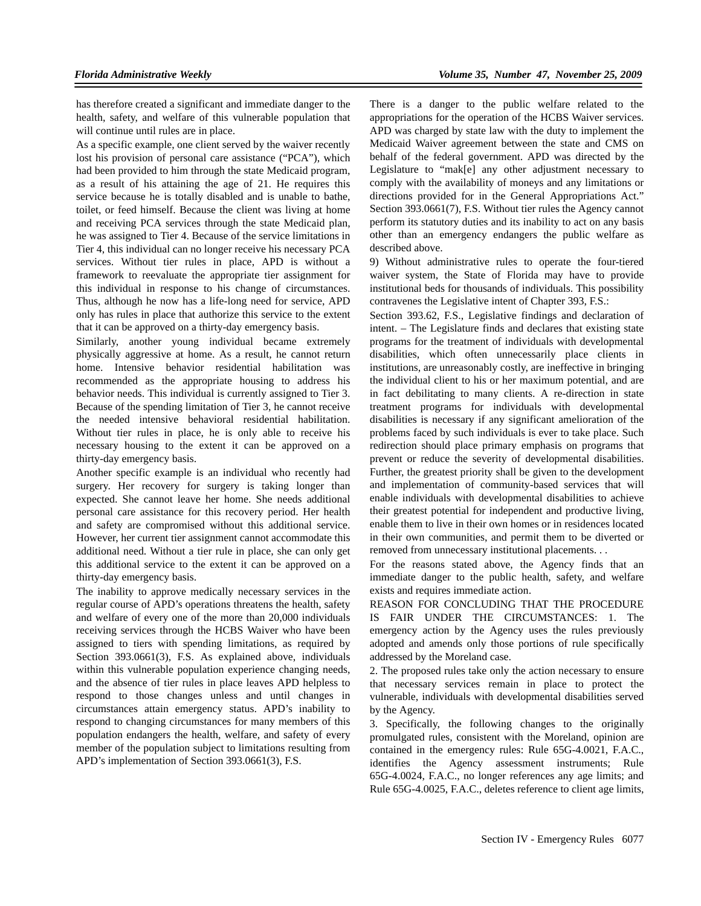has therefore created a significant and immediate danger to the health, safety, and welfare of this vulnerable population that will continue until rules are in place.

As a specific example, one client served by the waiver recently lost his provision of personal care assistance ("PCA"), which had been provided to him through the state Medicaid program, as a result of his attaining the age of 21. He requires this service because he is totally disabled and is unable to bathe, toilet, or feed himself. Because the client was living at home and receiving PCA services through the state Medicaid plan, he was assigned to Tier 4. Because of the service limitations in Tier 4, this individual can no longer receive his necessary PCA services. Without tier rules in place, APD is without a framework to reevaluate the appropriate tier assignment for this individual in response to his change of circumstances. Thus, although he now has a life-long need for service, APD only has rules in place that authorize this service to the extent that it can be approved on a thirty-day emergency basis.

Similarly, another young individual became extremely physically aggressive at home. As a result, he cannot return home. Intensive behavior residential habilitation was recommended as the appropriate housing to address his behavior needs. This individual is currently assigned to Tier 3. Because of the spending limitation of Tier 3, he cannot receive the needed intensive behavioral residential habilitation. Without tier rules in place, he is only able to receive his necessary housing to the extent it can be approved on a thirty-day emergency basis.

Another specific example is an individual who recently had surgery. Her recovery for surgery is taking longer than expected. She cannot leave her home. She needs additional personal care assistance for this recovery period. Her health and safety are compromised without this additional service. However, her current tier assignment cannot accommodate this additional need. Without a tier rule in place, she can only get this additional service to the extent it can be approved on a thirty-day emergency basis.

The inability to approve medically necessary services in the regular course of APD's operations threatens the health, safety and welfare of every one of the more than 20,000 individuals receiving services through the HCBS Waiver who have been assigned to tiers with spending limitations, as required by Section 393.0661(3), F.S. As explained above, individuals within this vulnerable population experience changing needs, and the absence of tier rules in place leaves APD helpless to respond to those changes unless and until changes in circumstances attain emergency status. APD's inability to respond to changing circumstances for many members of this population endangers the health, welfare, and safety of every member of the population subject to limitations resulting from APD's implementation of Section 393.0661(3), F.S.

There is a danger to the public welfare related to the appropriations for the operation of the HCBS Waiver services. APD was charged by state law with the duty to implement the Medicaid Waiver agreement between the state and CMS on behalf of the federal government. APD was directed by the Legislature to "mak[e] any other adjustment necessary to comply with the availability of moneys and any limitations or directions provided for in the General Appropriations Act." Section 393.0661(7), F.S. Without tier rules the Agency cannot perform its statutory duties and its inability to act on any basis other than an emergency endangers the public welfare as described above.

9) Without administrative rules to operate the four-tiered waiver system, the State of Florida may have to provide institutional beds for thousands of individuals. This possibility contravenes the Legislative intent of Chapter 393, F.S.:

Section 393.62, F.S., Legislative findings and declaration of intent. – The Legislature finds and declares that existing state programs for the treatment of individuals with developmental disabilities, which often unnecessarily place clients in institutions, are unreasonably costly, are ineffective in bringing the individual client to his or her maximum potential, and are in fact debilitating to many clients. A re-direction in state treatment programs for individuals with developmental disabilities is necessary if any significant amelioration of the problems faced by such individuals is ever to take place. Such redirection should place primary emphasis on programs that prevent or reduce the severity of developmental disabilities. Further, the greatest priority shall be given to the development and implementation of community-based services that will enable individuals with developmental disabilities to achieve their greatest potential for independent and productive living, enable them to live in their own homes or in residences located in their own communities, and permit them to be diverted or removed from unnecessary institutional placements. . .

For the reasons stated above, the Agency finds that an immediate danger to the public health, safety, and welfare exists and requires immediate action.

REASON FOR CONCLUDING THAT THE PROCEDURE IS FAIR UNDER THE CIRCUMSTANCES: 1. The emergency action by the Agency uses the rules previously adopted and amends only those portions of rule specifically addressed by the Moreland case.

2. The proposed rules take only the action necessary to ensure that necessary services remain in place to protect the vulnerable, individuals with developmental disabilities served by the Agency.

3. Specifically, the following changes to the originally promulgated rules, consistent with the Moreland, opinion are contained in the emergency rules: Rule 65G-4.0021, F.A.C., identifies the Agency assessment instruments; Rule 65G-4.0024, F.A.C., no longer references any age limits; and Rule 65G-4.0025, F.A.C., deletes reference to client age limits,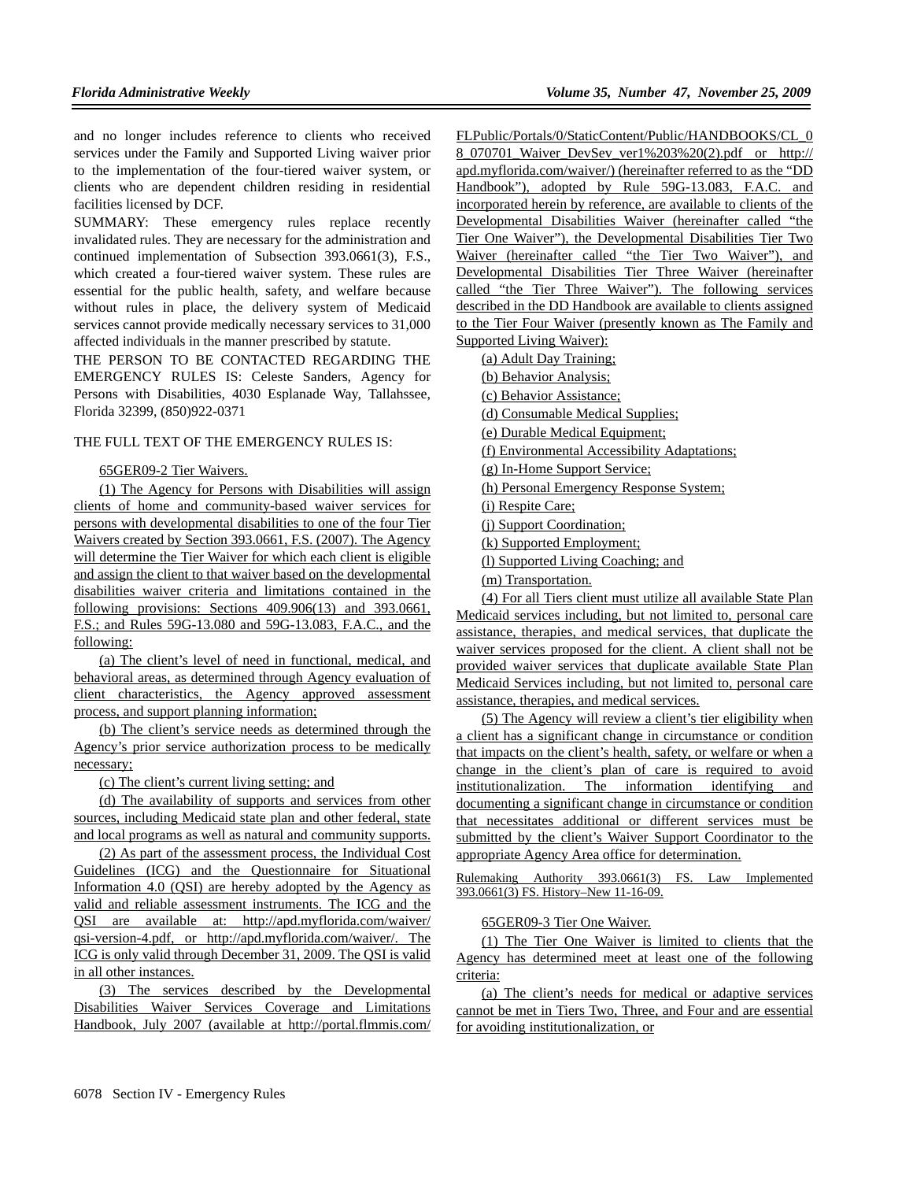and no longer includes reference to clients who received services under the Family and Supported Living waiver prior to the implementation of the four-tiered waiver system, or clients who are dependent children residing in residential facilities licensed by DCF.

SUMMARY: These emergency rules replace recently invalidated rules. They are necessary for the administration and continued implementation of Subsection 393.0661(3), F.S., which created a four-tiered waiver system. These rules are essential for the public health, safety, and welfare because without rules in place, the delivery system of Medicaid services cannot provide medically necessary services to 31,000 affected individuals in the manner prescribed by statute.

THE PERSON TO BE CONTACTED REGARDING THE EMERGENCY RULES IS: Celeste Sanders, Agency for Persons with Disabilities, 4030 Esplanade Way, Tallahssee, Florida 32399, (850)922-0371

THE FULL TEXT OF THE EMERGENCY RULES IS:

65GER09-2 Tier Waivers.

(1) The Agency for Persons with Disabilities will assign clients of home and community-based waiver services for persons with developmental disabilities to one of the four Tier Waivers created by Section 393.0661, F.S. (2007). The Agency will determine the Tier Waiver for which each client is eligible and assign the client to that waiver based on the developmental disabilities waiver criteria and limitations contained in the following provisions: Sections 409.906(13) and 393.0661, F.S.; and Rules 59G-13.080 and 59G-13.083, F.A.C., and the following:

(a) The client's level of need in functional, medical, and behavioral areas, as determined through Agency evaluation of client characteristics, the Agency approved assessment process, and support planning information;

(b) The client's service needs as determined through the Agency's prior service authorization process to be medically necessary;

(c) The client's current living setting; and

(d) The availability of supports and services from other sources, including Medicaid state plan and other federal, state and local programs as well as natural and community supports.

(2) As part of the assessment process, the Individual Cost Guidelines (ICG) and the Questionnaire for Situational Information 4.0 (QSI) are hereby adopted by the Agency as valid and reliable assessment instruments. The ICG and the QSI are available at: http://apd.myflorida.com/waiver/qsi-version-4.pdf, or http://apd.myflorida.com/waiver/. The ICG is only valid through December 31, 2009. The QSI is valid in all other instances.

(3) The services described by the Developmental Disabilities Waiver Services Coverage and Limitations Handbook, July 2007 (available at http://portal.flmmis.com/FLPublic/Portals/0/StaticContent/Public/HANDBOOKS/CL_08_070701_Waiver_DevSev_ver1%203%20(2).pdf or http://apd.myflorida.com/waiver/) (hereinafter referred to as the "DD Handbook"), adopted by Rule 59G-13.083, F.A.C. and incorporated herein by reference, are available to clients of the Developmental Disabilities Waiver (hereinafter called "the Tier One Waiver"), the Developmental Disabilities Tier Two Waiver (hereinafter called "the Tier Two Waiver"), and Developmental Disabilities Tier Three Waiver (hereinafter called "the Tier Three Waiver"). The following services described in the DD Handbook are available to clients assigned to the Tier Four Waiver (presently known as The Family and Supported Living Waiver):

(a) Adult Day Training;

(b) Behavior Analysis;

(c) Behavior Assistance;

(d) Consumable Medical Supplies;

(e) Durable Medical Equipment;

(f) Environmental Accessibility Adaptations;

(g) In-Home Support Service;

(h) Personal Emergency Response System;

(i) Respite Care;

(j) Support Coordination;

(k) Supported Employment;

(l) Supported Living Coaching; and

(m) Transportation.

(4) For all Tiers client must utilize all available State Plan Medicaid services including, but not limited to, personal care assistance, therapies, and medical services, that duplicate the waiver services proposed for the client. A client shall not be provided waiver services that duplicate available State Plan Medicaid Services including, but not limited to, personal care assistance, therapies, and medical services.

(5) The Agency will review a client's tier eligibility when a client has a significant change in circumstance or condition that impacts on the client's health, safety, or welfare or when a change in the client's plan of care is required to avoid institutionalization. The information identifying and documenting a significant change in circumstance or condition that necessitates additional or different services must be submitted by the client's Waiver Support Coordinator to the appropriate Agency Area office for determination.

Rulemaking Authority 393.0661(3) FS. Law Implemented 393.0661(3) FS. History–New 11-16-09.

65GER09-3 Tier One Waiver.

(1) The Tier One Waiver is limited to clients that the Agency has determined meet at least one of the following criteria:

(a) The client's needs for medical or adaptive services cannot be met in Tiers Two, Three, and Four and are essential for avoiding institutionalization, or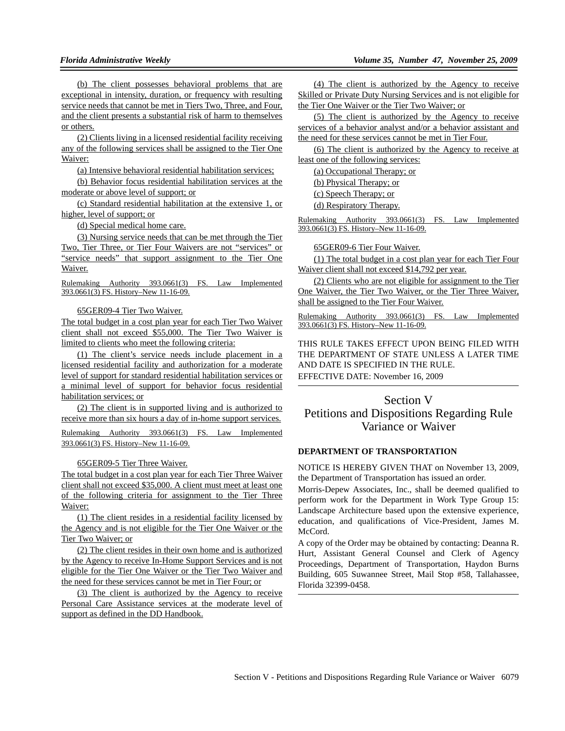(b) The client possesses behavioral problems that are exceptional in intensity, duration, or frequency with resulting service needs that cannot be met in Tiers Two, Three, and Four, and the client presents a substantial risk of harm to themselves or others.

(2) Clients living in a licensed residential facility receiving any of the following services shall be assigned to the Tier One Waiver:

(a) Intensive behavioral residential habilitation services;

(b) Behavior focus residential habilitation services at the moderate or above level of support; or

(c) Standard residential habilitation at the extensive 1, or higher, level of support; or

(d) Special medical home care.

(3) Nursing service needs that can be met through the Tier Two, Tier Three, or Tier Four Waivers are not "services" or "service needs" that support assignment to the Tier One Waiver.

Rulemaking Authority 393.0661(3) FS. Law Implemented 393.0661(3) FS. History–New 11-16-09.

65GER09-4 Tier Two Waiver.

The total budget in a cost plan year for each Tier Two Waiver client shall not exceed $55,000. The Tier Two Waiver is limited to clients who meet the following criteria:

(1) The client's service needs include placement in a licensed residential facility and authorization for a moderate level of support for standard residential habilitation services or a minimal level of support for behavior focus residential habilitation services; or

(2) The client is in supported living and is authorized to receive more than six hours a day of in-home support services.

Rulemaking Authority 393.0661(3) FS. Law Implemented 393.0661(3) FS. History–New 11-16-09.

65GER09-5 Tier Three Waiver.

The total budget in a cost plan year for each Tier Three Waiver client shall not exceed $35,000. A client must meet at least one of the following criteria for assignment to the Tier Three Waiver:

(1) The client resides in a residential facility licensed by the Agency and is not eligible for the Tier One Waiver or the Tier Two Waiver; or

(2) The client resides in their own home and is authorized by the Agency to receive In-Home Support Services and is not eligible for the Tier One Waiver or the Tier Two Waiver and the need for these services cannot be met in Tier Four; or

(3) The client is authorized by the Agency to receive Personal Care Assistance services at the moderate level of support as defined in the DD Handbook.

(4) The client is authorized by the Agency to receive Skilled or Private Duty Nursing Services and is not eligible for the Tier One Waiver or the Tier Two Waiver; or

(5) The client is authorized by the Agency to receive services of a behavior analyst and/or a behavior assistant and the need for these services cannot be met in Tier Four.

(6) The client is authorized by the Agency to receive at least one of the following services:

(a) Occupational Therapy; or

(b) Physical Therapy; or

(c) Speech Therapy; or

(d) Respiratory Therapy.

Rulemaking Authority 393.0661(3) FS. Law Implemented 393.0661(3) FS. History–New 11-16-09.

65GER09-6 Tier Four Waiver.

(1) The total budget in a cost plan year for each Tier Four Waiver client shall not exceed $14,792 per year.

(2) Clients who are not eligible for assignment to the Tier One Waiver, the Tier Two Waiver, or the Tier Three Waiver, shall be assigned to the Tier Four Waiver.

Rulemaking Authority 393.0661(3) FS. Law Implemented 393.0661(3) FS. History–New 11-16-09.

THIS RULE TAKES EFFECT UPON BEING FILED WITH THE DEPARTMENT OF STATE UNLESS A LATER TIME AND DATE IS SPECIFIED IN THE RULE.

EFFECTIVE DATE: November 16, 2009

# Section V
# Petitions and Dispositions Regarding Rule Variance or Waiver

**DEPARTMENT OF TRANSPORTATION**

NOTICE IS HEREBY GIVEN THAT on November 13, 2009, the Department of Transportation has issued an order.

Morris-Depew Associates, Inc., shall be deemed qualified to perform work for the Department in Work Type Group 15: Landscape Architecture based upon the extensive experience, education, and qualifications of Vice-President, James M. McCord.

A copy of the Order may be obtained by contacting: Deanna R. Hurt, Assistant General Counsel and Clerk of Agency Proceedings, Department of Transportation, Haydon Burns Building, 605 Suwannee Street, Mail Stop #58, Tallahassee, Florida 32399-0458.